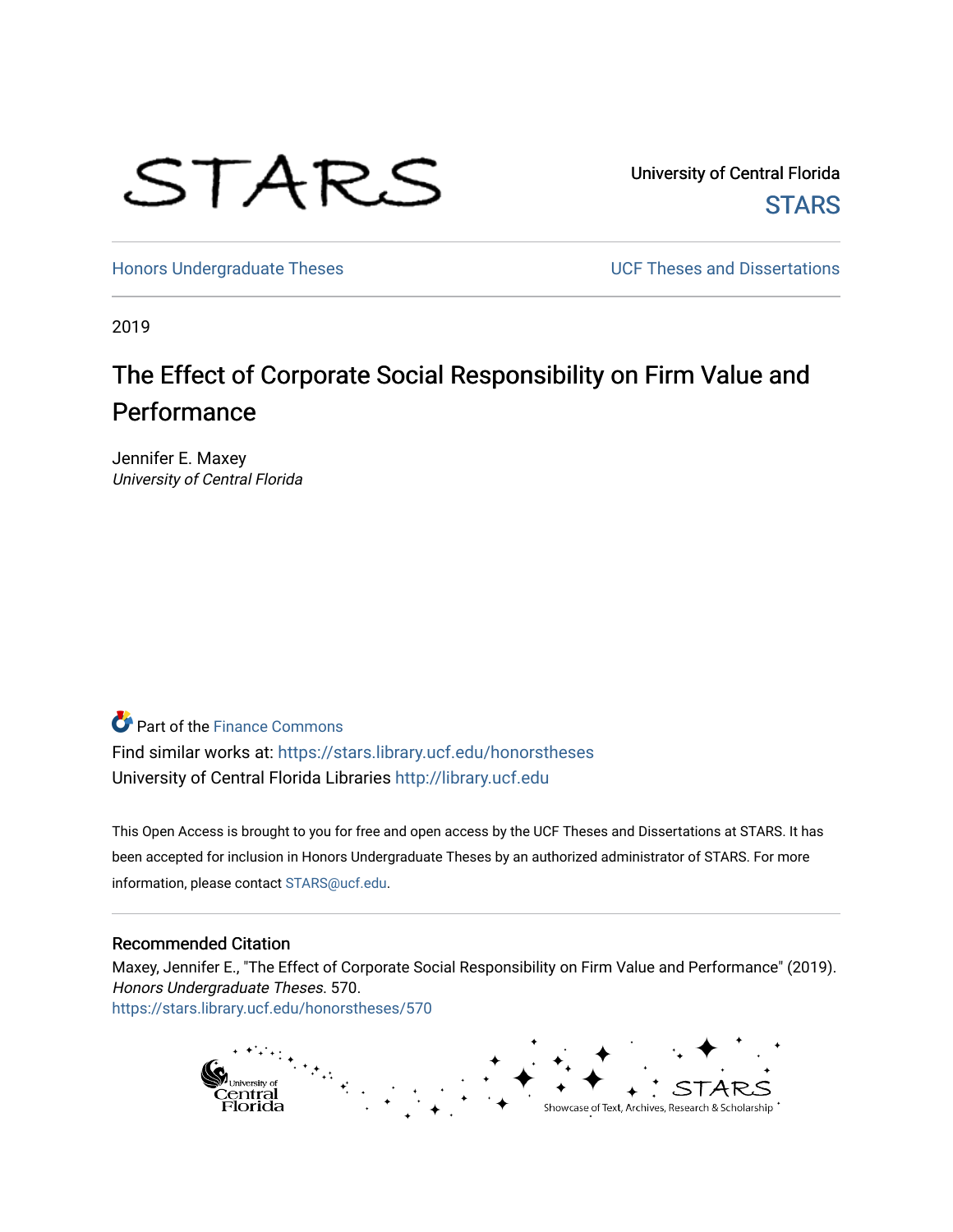STARS

University of Central Florida
STARS

Honors Undergraduate Theses

UCF Theses and Dissertations

2019

# The Effect of Corporate Social Responsibility on Firm Value and Performance

Jennifer E. Maxey
*University of Central Florida*

Part of the Finance Commons
Find similar works at: https://stars.library.ucf.edu/honorstheses
University of Central Florida Libraries http://library.ucf.edu

This Open Access is brought to you for free and open access by the UCF Theses and Dissertations at STARS. It has been accepted for inclusion in Honors Undergraduate Theses by an authorized administrator of STARS. For more information, please contact STARS@ucf.edu.

## Recommended Citation

Maxey, Jennifer E., "The Effect of Corporate Social Responsibility on Firm Value and Performance" (2019). *Honors Undergraduate Theses*. 570.
https://stars.library.ucf.edu/honorstheses/570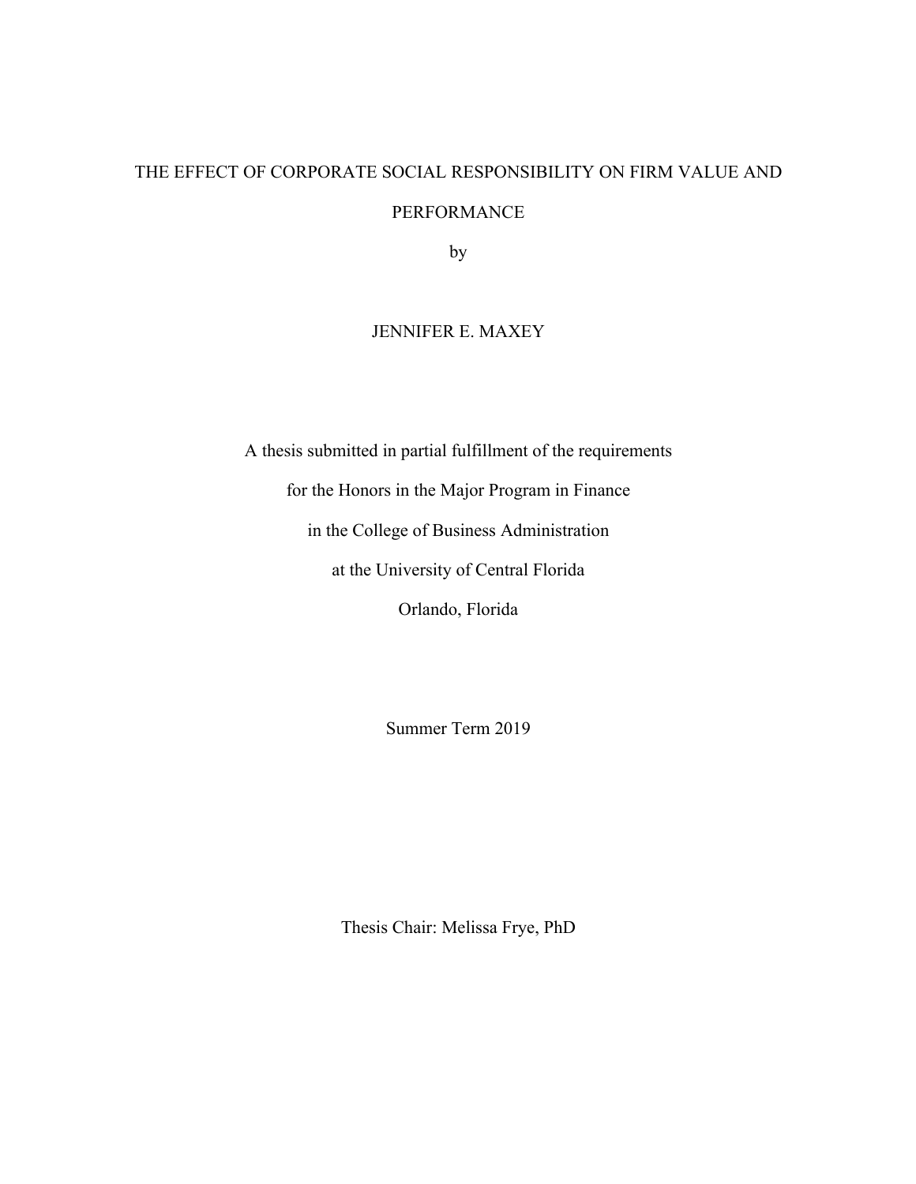# THE EFFECT OF CORPORATE SOCIAL RESPONSIBILITY ON FIRM VALUE AND PERFORMANCE

by

JENNIFER E. MAXEY

A thesis submitted in partial fulfillment of the requirements

for the Honors in the Major Program in Finance

in the College of Business Administration

at the University of Central Florida

Orlando, Florida

Summer Term 2019

Thesis Chair: Melissa Frye, PhD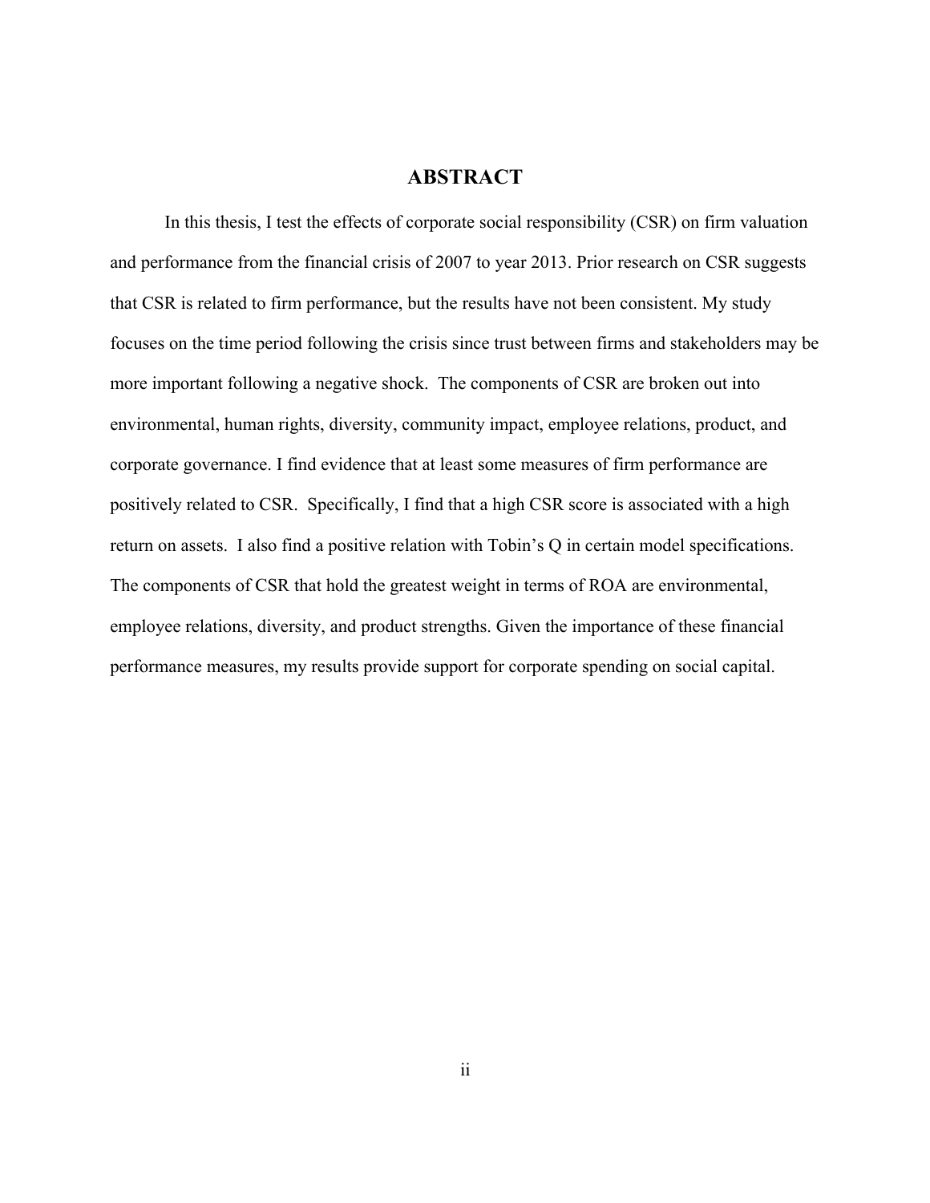# ABSTRACT

In this thesis, I test the effects of corporate social responsibility (CSR) on firm valuation and performance from the financial crisis of 2007 to year 2013. Prior research on CSR suggests that CSR is related to firm performance, but the results have not been consistent. My study focuses on the time period following the crisis since trust between firms and stakeholders may be more important following a negative shock. The components of CSR are broken out into environmental, human rights, diversity, community impact, employee relations, product, and corporate governance. I find evidence that at least some measures of firm performance are positively related to CSR. Specifically, I find that a high CSR score is associated with a high return on assets. I also find a positive relation with Tobin's Q in certain model specifications. The components of CSR that hold the greatest weight in terms of ROA are environmental, employee relations, diversity, and product strengths. Given the importance of these financial performance measures, my results provide support for corporate spending on social capital.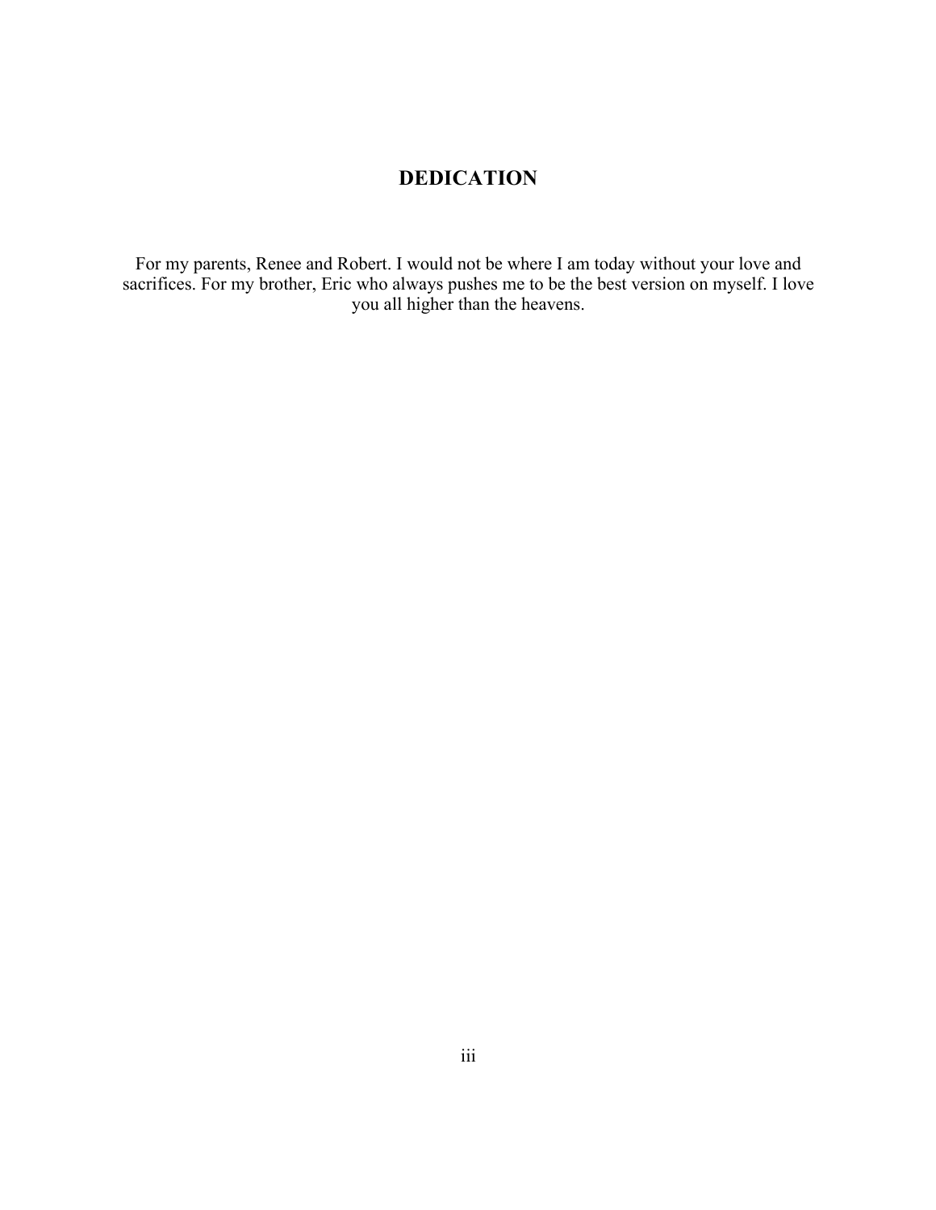# DEDICATION

For my parents, Renee and Robert. I would not be where I am today without your love and sacrifices. For my brother, Eric who always pushes me to be the best version on myself. I love you all higher than the heavens.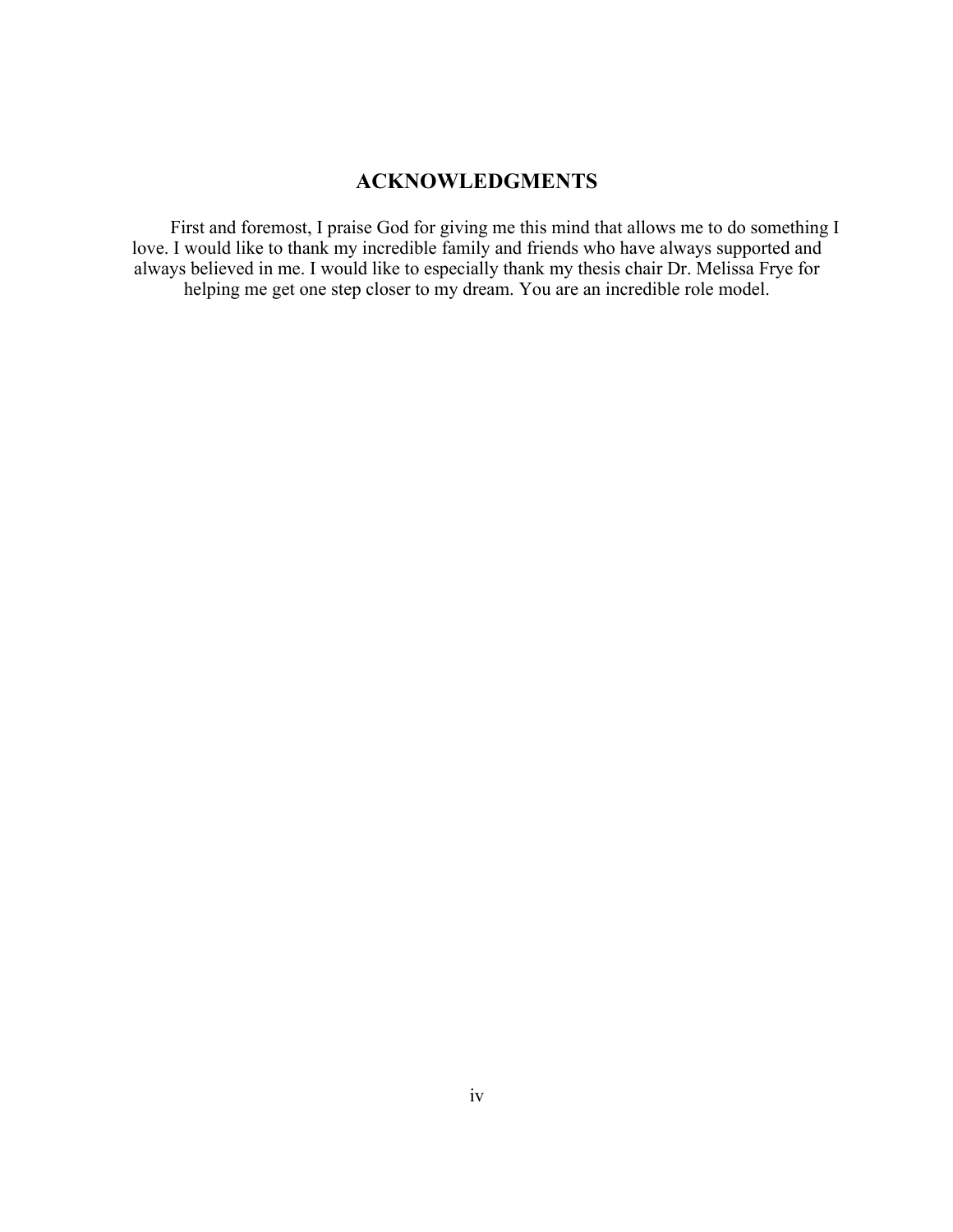# ACKNOWLEDGMENTS

First and foremost, I praise God for giving me this mind that allows me to do something I love. I would like to thank my incredible family and friends who have always supported and always believed in me. I would like to especially thank my thesis chair Dr. Melissa Frye for helping me get one step closer to my dream. You are an incredible role model.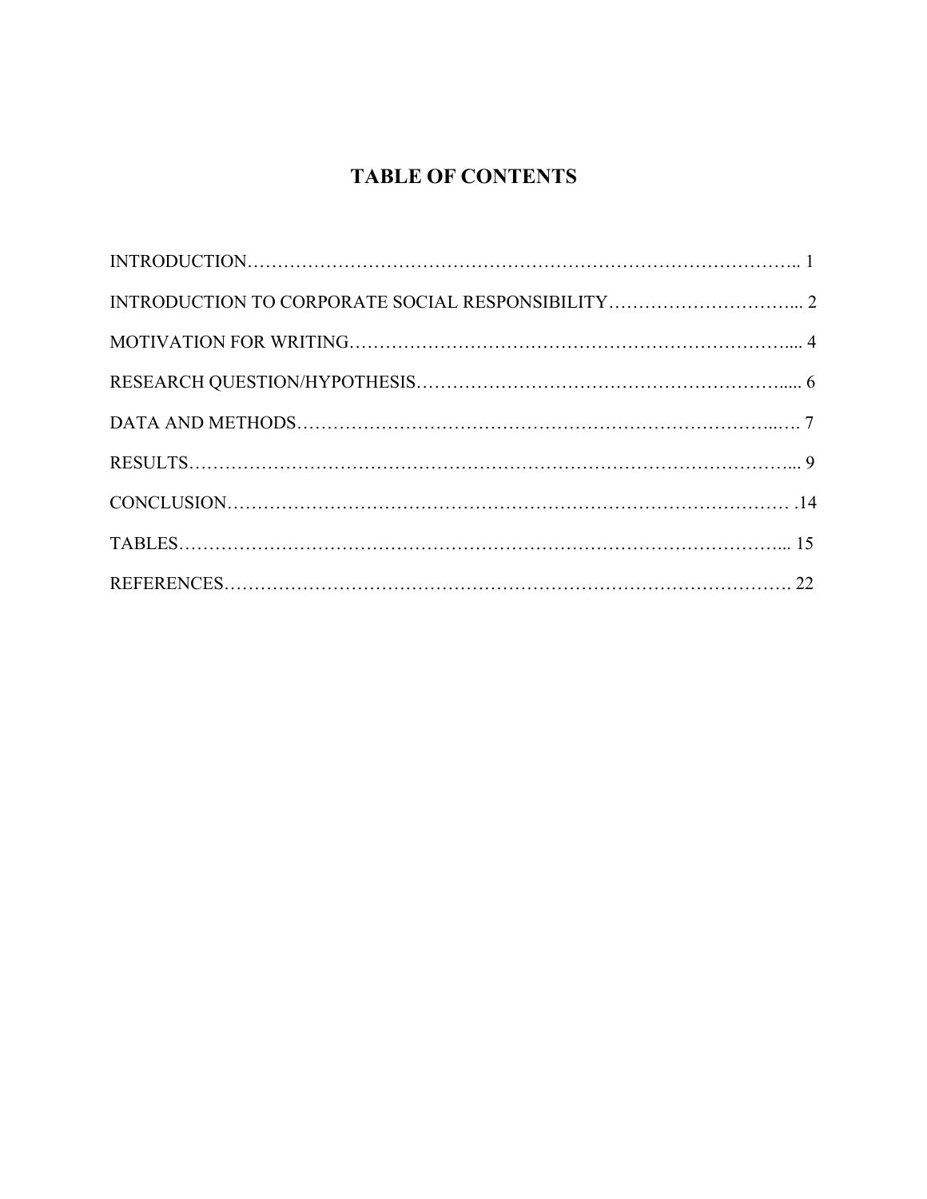# TABLE OF CONTENTS

INTRODUCTION……………………………………………………………………………….. 1

INTRODUCTION TO CORPORATE SOCIAL RESPONSIBILITY…………………………... 2

MOTIVATION FOR WRITING…………………………………………………………….... 4

RESEARCH QUESTION/HYPOTHESIS…………………………………………………..... 6

DATA AND METHODS………………………………………………………………..…. 7

RESULTS………………………………………………………………………………………... 9

CONCLUSION……………………………………………………………………………… .14

TABLES………………………………………………………………………………………... 15

REFERENCES………………………………………………………………………………. 22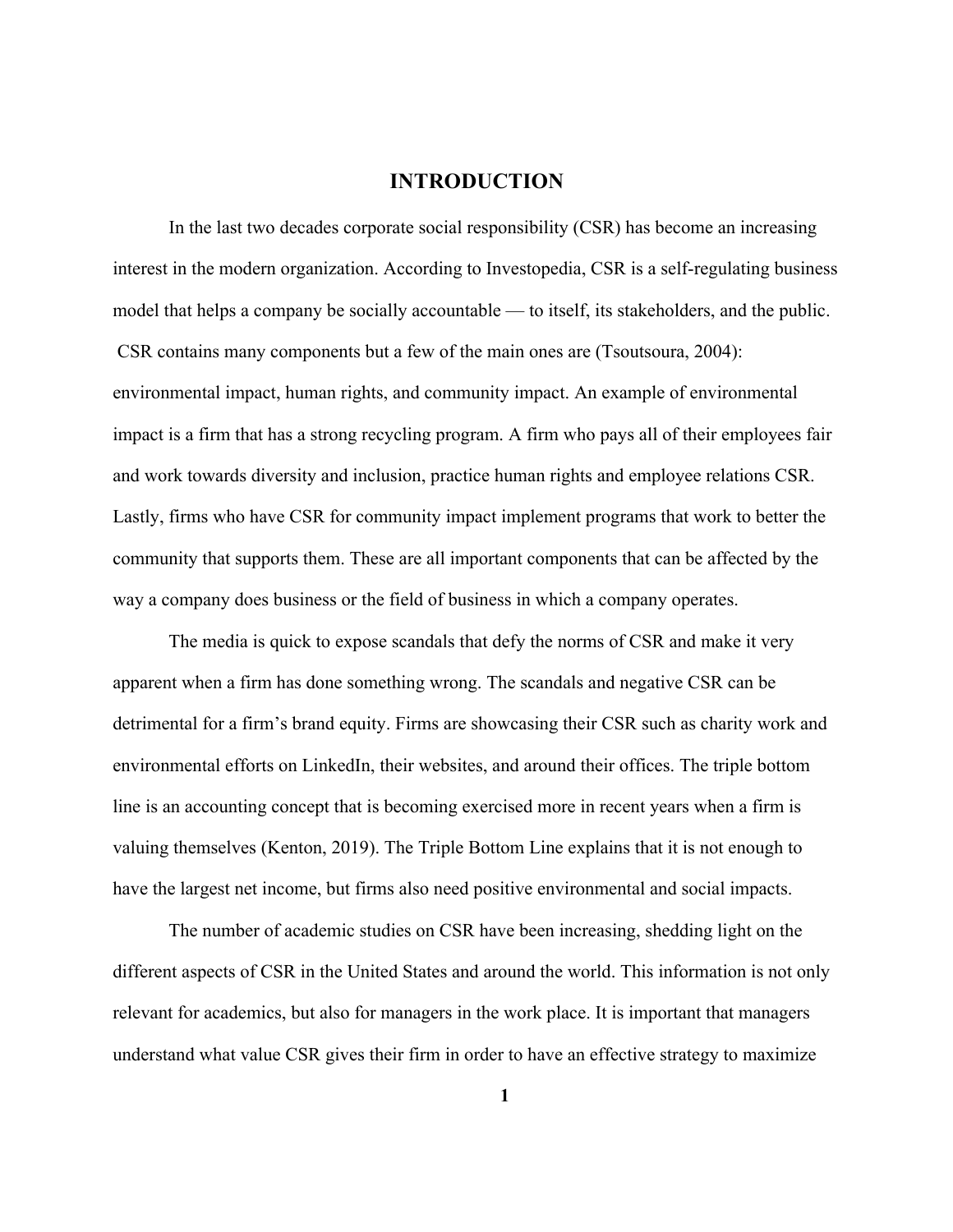# INTRODUCTION

In the last two decades corporate social responsibility (CSR) has become an increasing interest in the modern organization. According to Investopedia, CSR is a self-regulating business model that helps a company be socially accountable — to itself, its stakeholders, and the public. CSR contains many components but a few of the main ones are (Tsoutsoura, 2004): environmental impact, human rights, and community impact. An example of environmental impact is a firm that has a strong recycling program. A firm who pays all of their employees fair and work towards diversity and inclusion, practice human rights and employee relations CSR. Lastly, firms who have CSR for community impact implement programs that work to better the community that supports them. These are all important components that can be affected by the way a company does business or the field of business in which a company operates.

The media is quick to expose scandals that defy the norms of CSR and make it very apparent when a firm has done something wrong. The scandals and negative CSR can be detrimental for a firm's brand equity. Firms are showcasing their CSR such as charity work and environmental efforts on LinkedIn, their websites, and around their offices. The triple bottom line is an accounting concept that is becoming exercised more in recent years when a firm is valuing themselves (Kenton, 2019). The Triple Bottom Line explains that it is not enough to have the largest net income, but firms also need positive environmental and social impacts.

The number of academic studies on CSR have been increasing, shedding light on the different aspects of CSR in the United States and around the world. This information is not only relevant for academics, but also for managers in the work place. It is important that managers understand what value CSR gives their firm in order to have an effective strategy to maximize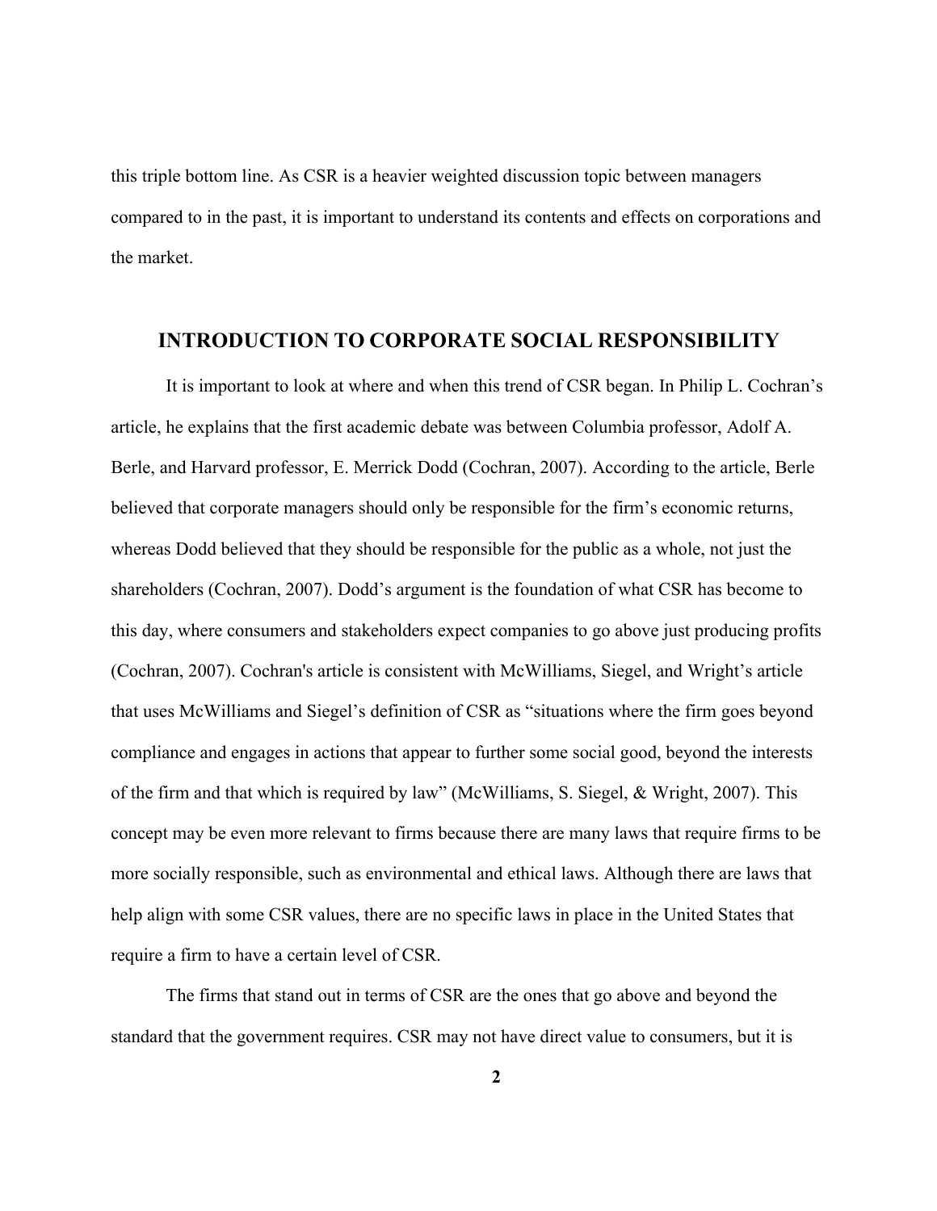this triple bottom line. As CSR is a heavier weighted discussion topic between managers compared to in the past, it is important to understand its contents and effects on corporations and the market.

## INTRODUCTION TO CORPORATE SOCIAL RESPONSIBILITY

It is important to look at where and when this trend of CSR began. In Philip L. Cochran's article, he explains that the first academic debate was between Columbia professor, Adolf A. Berle, and Harvard professor, E. Merrick Dodd (Cochran, 2007). According to the article, Berle believed that corporate managers should only be responsible for the firm's economic returns, whereas Dodd believed that they should be responsible for the public as a whole, not just the shareholders (Cochran, 2007). Dodd's argument is the foundation of what CSR has become to this day, where consumers and stakeholders expect companies to go above just producing profits (Cochran, 2007). Cochran's article is consistent with McWilliams, Siegel, and Wright's article that uses McWilliams and Siegel's definition of CSR as "situations where the firm goes beyond compliance and engages in actions that appear to further some social good, beyond the interests of the firm and that which is required by law" (McWilliams, S. Siegel, & Wright, 2007). This concept may be even more relevant to firms because there are many laws that require firms to be more socially responsible, such as environmental and ethical laws. Although there are laws that help align with some CSR values, there are no specific laws in place in the United States that require a firm to have a certain level of CSR.

The firms that stand out in terms of CSR are the ones that go above and beyond the standard that the government requires. CSR may not have direct value to consumers, but it is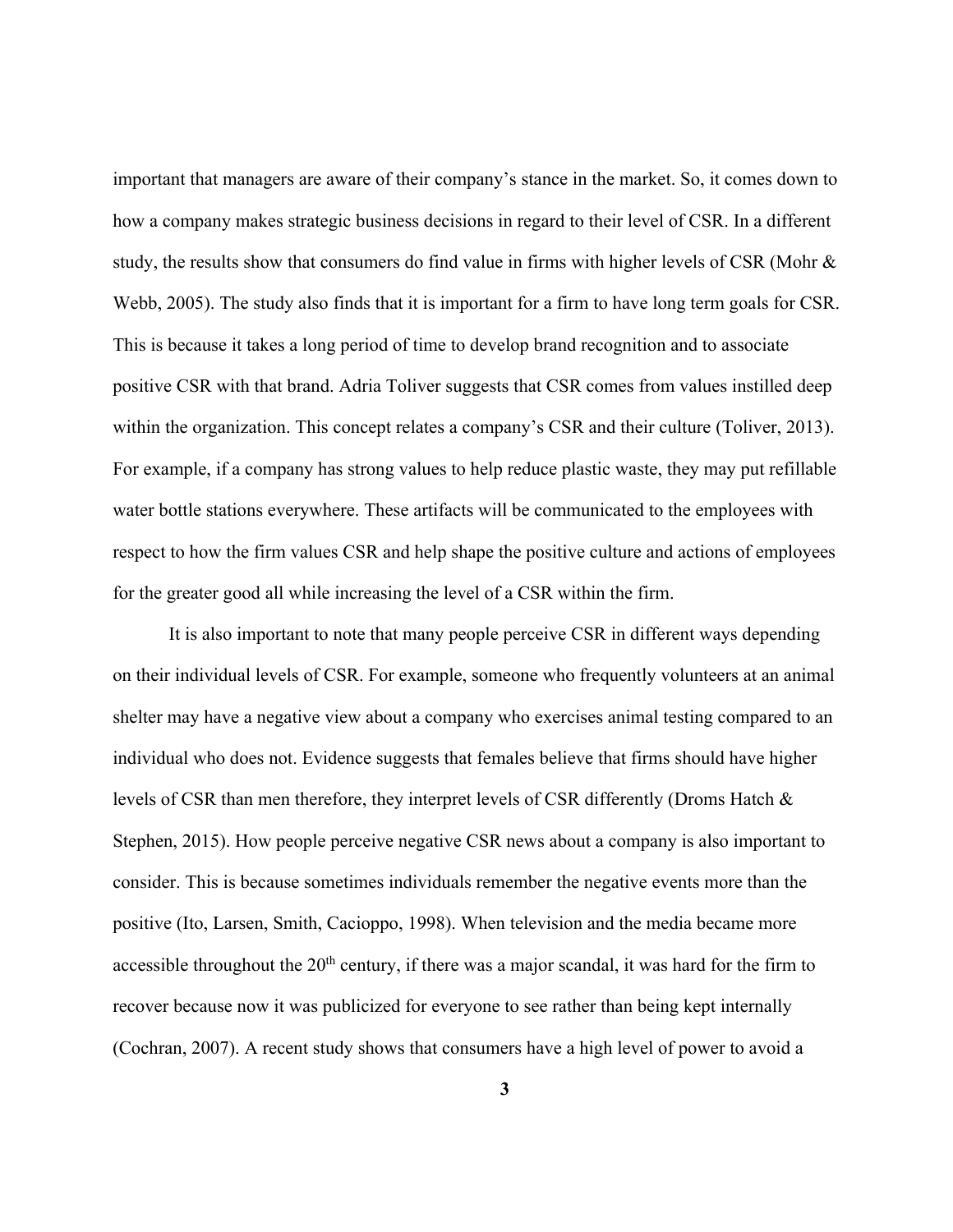important that managers are aware of their company's stance in the market. So, it comes down to how a company makes strategic business decisions in regard to their level of CSR. In a different study, the results show that consumers do find value in firms with higher levels of CSR (Mohr & Webb, 2005). The study also finds that it is important for a firm to have long term goals for CSR. This is because it takes a long period of time to develop brand recognition and to associate positive CSR with that brand. Adria Toliver suggests that CSR comes from values instilled deep within the organization. This concept relates a company's CSR and their culture (Toliver, 2013). For example, if a company has strong values to help reduce plastic waste, they may put refillable water bottle stations everywhere. These artifacts will be communicated to the employees with respect to how the firm values CSR and help shape the positive culture and actions of employees for the greater good all while increasing the level of a CSR within the firm.

It is also important to note that many people perceive CSR in different ways depending on their individual levels of CSR. For example, someone who frequently volunteers at an animal shelter may have a negative view about a company who exercises animal testing compared to an individual who does not. Evidence suggests that females believe that firms should have higher levels of CSR than men therefore, they interpret levels of CSR differently (Droms Hatch & Stephen, 2015). How people perceive negative CSR news about a company is also important to consider. This is because sometimes individuals remember the negative events more than the positive (Ito, Larsen, Smith, Cacioppo, 1998). When television and the media became more accessible throughout the 20th century, if there was a major scandal, it was hard for the firm to recover because now it was publicized for everyone to see rather than being kept internally (Cochran, 2007). A recent study shows that consumers have a high level of power to avoid a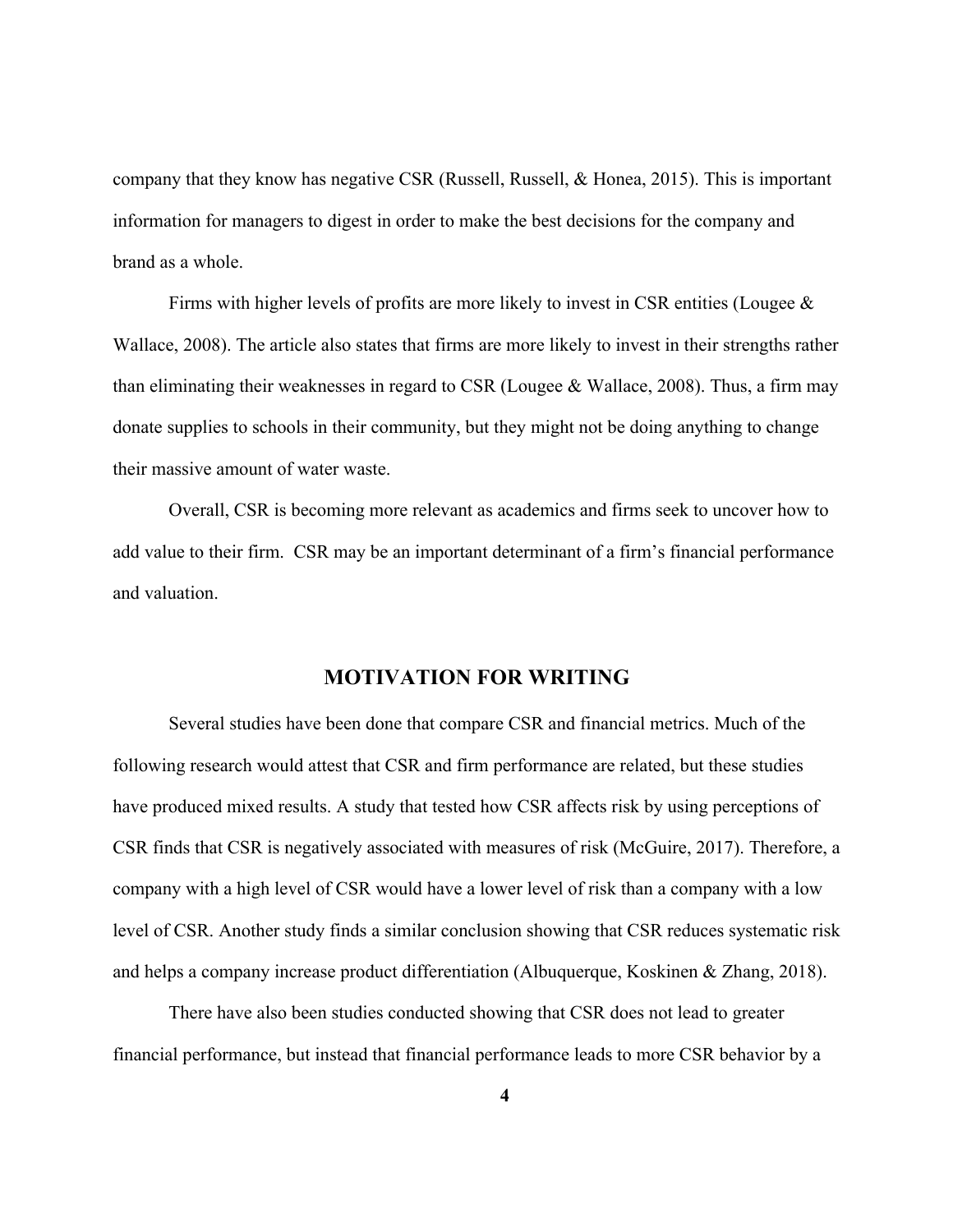company that they know has negative CSR (Russell, Russell, & Honea, 2015). This is important information for managers to digest in order to make the best decisions for the company and brand as a whole.

Firms with higher levels of profits are more likely to invest in CSR entities (Lougee & Wallace, 2008). The article also states that firms are more likely to invest in their strengths rather than eliminating their weaknesses in regard to CSR (Lougee & Wallace, 2008). Thus, a firm may donate supplies to schools in their community, but they might not be doing anything to change their massive amount of water waste.

Overall, CSR is becoming more relevant as academics and firms seek to uncover how to add value to their firm. CSR may be an important determinant of a firm's financial performance and valuation.

## MOTIVATION FOR WRITING

Several studies have been done that compare CSR and financial metrics. Much of the following research would attest that CSR and firm performance are related, but these studies have produced mixed results. A study that tested how CSR affects risk by using perceptions of CSR finds that CSR is negatively associated with measures of risk (McGuire, 2017). Therefore, a company with a high level of CSR would have a lower level of risk than a company with a low level of CSR. Another study finds a similar conclusion showing that CSR reduces systematic risk and helps a company increase product differentiation (Albuquerque, Koskinen & Zhang, 2018).

There have also been studies conducted showing that CSR does not lead to greater financial performance, but instead that financial performance leads to more CSR behavior by a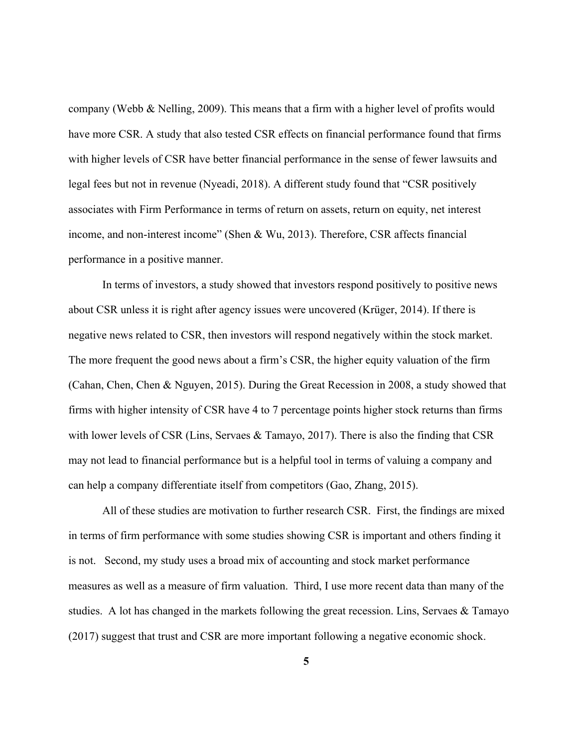company (Webb & Nelling, 2009). This means that a firm with a higher level of profits would have more CSR. A study that also tested CSR effects on financial performance found that firms with higher levels of CSR have better financial performance in the sense of fewer lawsuits and legal fees but not in revenue (Nyeadi, 2018). A different study found that "CSR positively associates with Firm Performance in terms of return on assets, return on equity, net interest income, and non-interest income" (Shen & Wu, 2013). Therefore, CSR affects financial performance in a positive manner.

In terms of investors, a study showed that investors respond positively to positive news about CSR unless it is right after agency issues were uncovered (Krüger, 2014). If there is negative news related to CSR, then investors will respond negatively within the stock market. The more frequent the good news about a firm's CSR, the higher equity valuation of the firm (Cahan, Chen, Chen & Nguyen, 2015). During the Great Recession in 2008, a study showed that firms with higher intensity of CSR have 4 to 7 percentage points higher stock returns than firms with lower levels of CSR (Lins, Servaes & Tamayo, 2017). There is also the finding that CSR may not lead to financial performance but is a helpful tool in terms of valuing a company and can help a company differentiate itself from competitors (Gao, Zhang, 2015).

All of these studies are motivation to further research CSR. First, the findings are mixed in terms of firm performance with some studies showing CSR is important and others finding it is not. Second, my study uses a broad mix of accounting and stock market performance measures as well as a measure of firm valuation. Third, I use more recent data than many of the studies. A lot has changed in the markets following the great recession. Lins, Servaes & Tamayo (2017) suggest that trust and CSR are more important following a negative economic shock.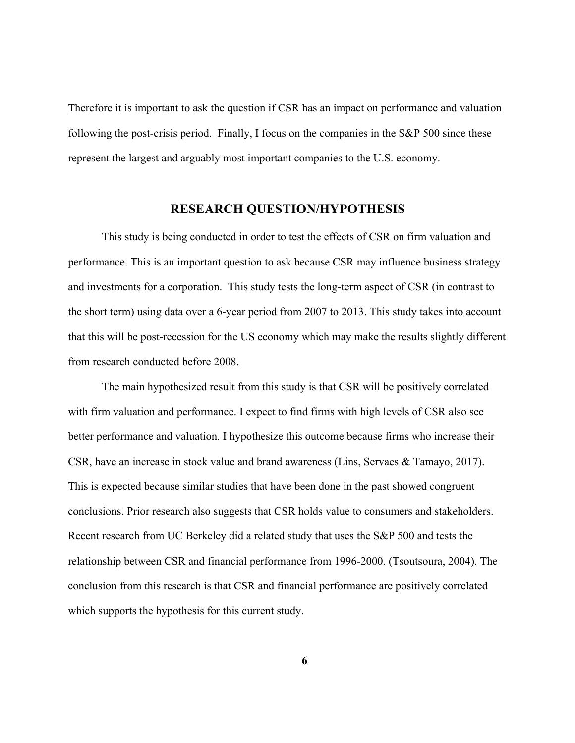Therefore it is important to ask the question if CSR has an impact on performance and valuation following the post-crisis period. Finally, I focus on the companies in the S&P 500 since these represent the largest and arguably most important companies to the U.S. economy.

## RESEARCH QUESTION/HYPOTHESIS

This study is being conducted in order to test the effects of CSR on firm valuation and performance. This is an important question to ask because CSR may influence business strategy and investments for a corporation. This study tests the long-term aspect of CSR (in contrast to the short term) using data over a 6-year period from 2007 to 2013. This study takes into account that this will be post-recession for the US economy which may make the results slightly different from research conducted before 2008.

The main hypothesized result from this study is that CSR will be positively correlated with firm valuation and performance. I expect to find firms with high levels of CSR also see better performance and valuation. I hypothesize this outcome because firms who increase their CSR, have an increase in stock value and brand awareness (Lins, Servaes & Tamayo, 2017). This is expected because similar studies that have been done in the past showed congruent conclusions. Prior research also suggests that CSR holds value to consumers and stakeholders. Recent research from UC Berkeley did a related study that uses the S&P 500 and tests the relationship between CSR and financial performance from 1996-2000. (Tsoutsoura, 2004). The conclusion from this research is that CSR and financial performance are positively correlated which supports the hypothesis for this current study.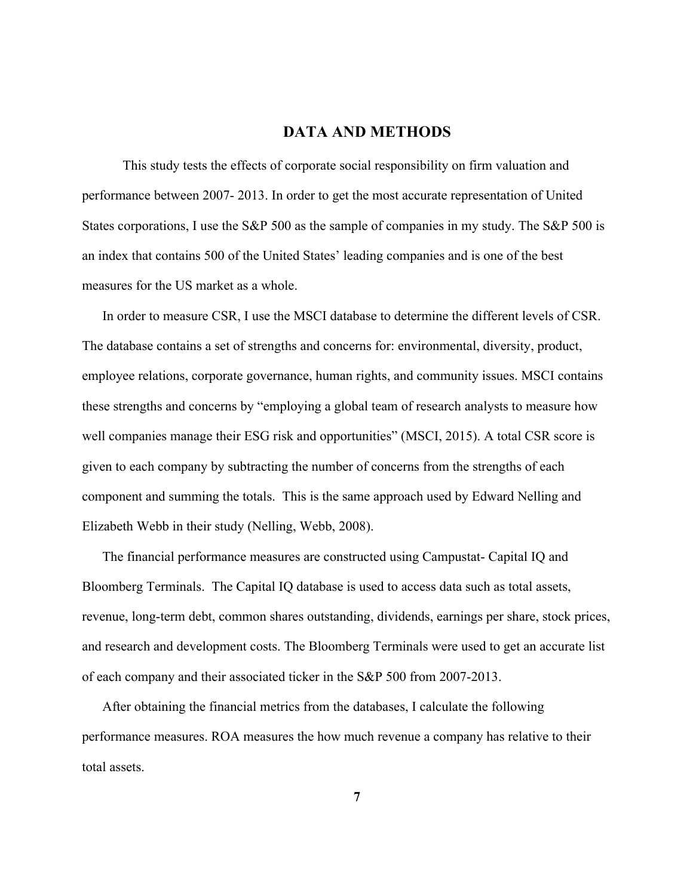# DATA AND METHODS

This study tests the effects of corporate social responsibility on firm valuation and performance between 2007- 2013. In order to get the most accurate representation of United States corporations, I use the S&P 500 as the sample of companies in my study. The S&P 500 is an index that contains 500 of the United States' leading companies and is one of the best measures for the US market as a whole.

In order to measure CSR, I use the MSCI database to determine the different levels of CSR. The database contains a set of strengths and concerns for: environmental, diversity, product, employee relations, corporate governance, human rights, and community issues. MSCI contains these strengths and concerns by "employing a global team of research analysts to measure how well companies manage their ESG risk and opportunities" (MSCI, 2015). A total CSR score is given to each company by subtracting the number of concerns from the strengths of each component and summing the totals. This is the same approach used by Edward Nelling and Elizabeth Webb in their study (Nelling, Webb, 2008).

The financial performance measures are constructed using Campustat- Capital IQ and Bloomberg Terminals. The Capital IQ database is used to access data such as total assets, revenue, long-term debt, common shares outstanding, dividends, earnings per share, stock prices, and research and development costs. The Bloomberg Terminals were used to get an accurate list of each company and their associated ticker in the S&P 500 from 2007-2013.

After obtaining the financial metrics from the databases, I calculate the following performance measures. ROA measures the how much revenue a company has relative to their total assets.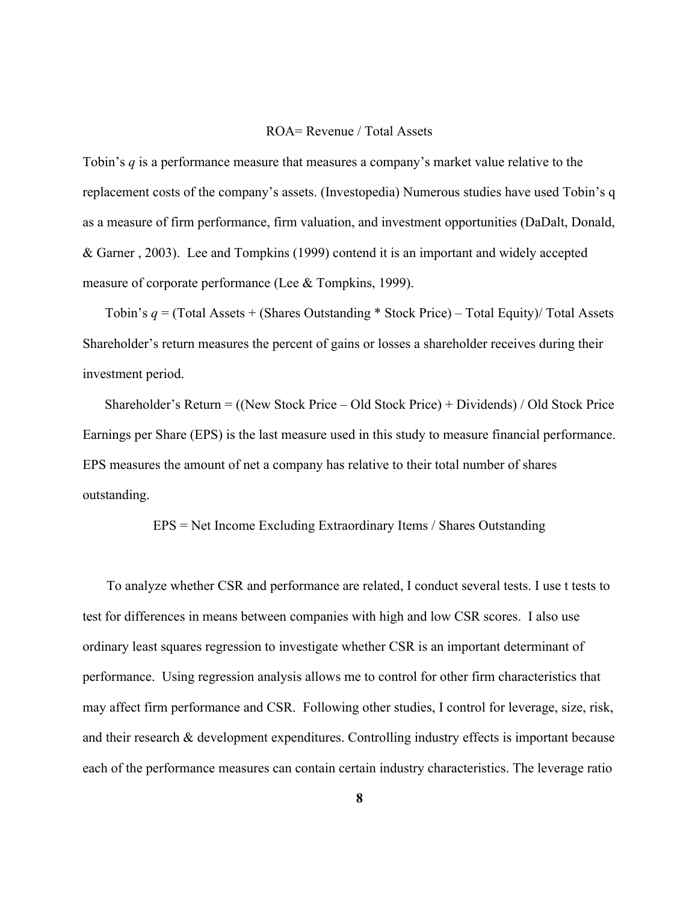ROA= Revenue / Total Assets

Tobin's *q* is a performance measure that measures a company's market value relative to the replacement costs of the company's assets. (Investopedia) Numerous studies have used Tobin's q as a measure of firm performance, firm valuation, and investment opportunities (DaDalt, Donald, & Garner , 2003). Lee and Tompkins (1999) contend it is an important and widely accepted measure of corporate performance (Lee & Tompkins, 1999).

Tobin's *q* = (Total Assets + (Shares Outstanding * Stock Price) – Total Equity)/ Total Assets

Shareholder's return measures the percent of gains or losses a shareholder receives during their investment period.

Shareholder's Return = ((New Stock Price – Old Stock Price) + Dividends) / Old Stock Price

Earnings per Share (EPS) is the last measure used in this study to measure financial performance. EPS measures the amount of net a company has relative to their total number of shares outstanding.

EPS = Net Income Excluding Extraordinary Items / Shares Outstanding

To analyze whether CSR and performance are related, I conduct several tests. I use t tests to test for differences in means between companies with high and low CSR scores. I also use ordinary least squares regression to investigate whether CSR is an important determinant of performance. Using regression analysis allows me to control for other firm characteristics that may affect firm performance and CSR. Following other studies, I control for leverage, size, risk, and their research & development expenditures. Controlling industry effects is important because each of the performance measures can contain certain industry characteristics. The leverage ratio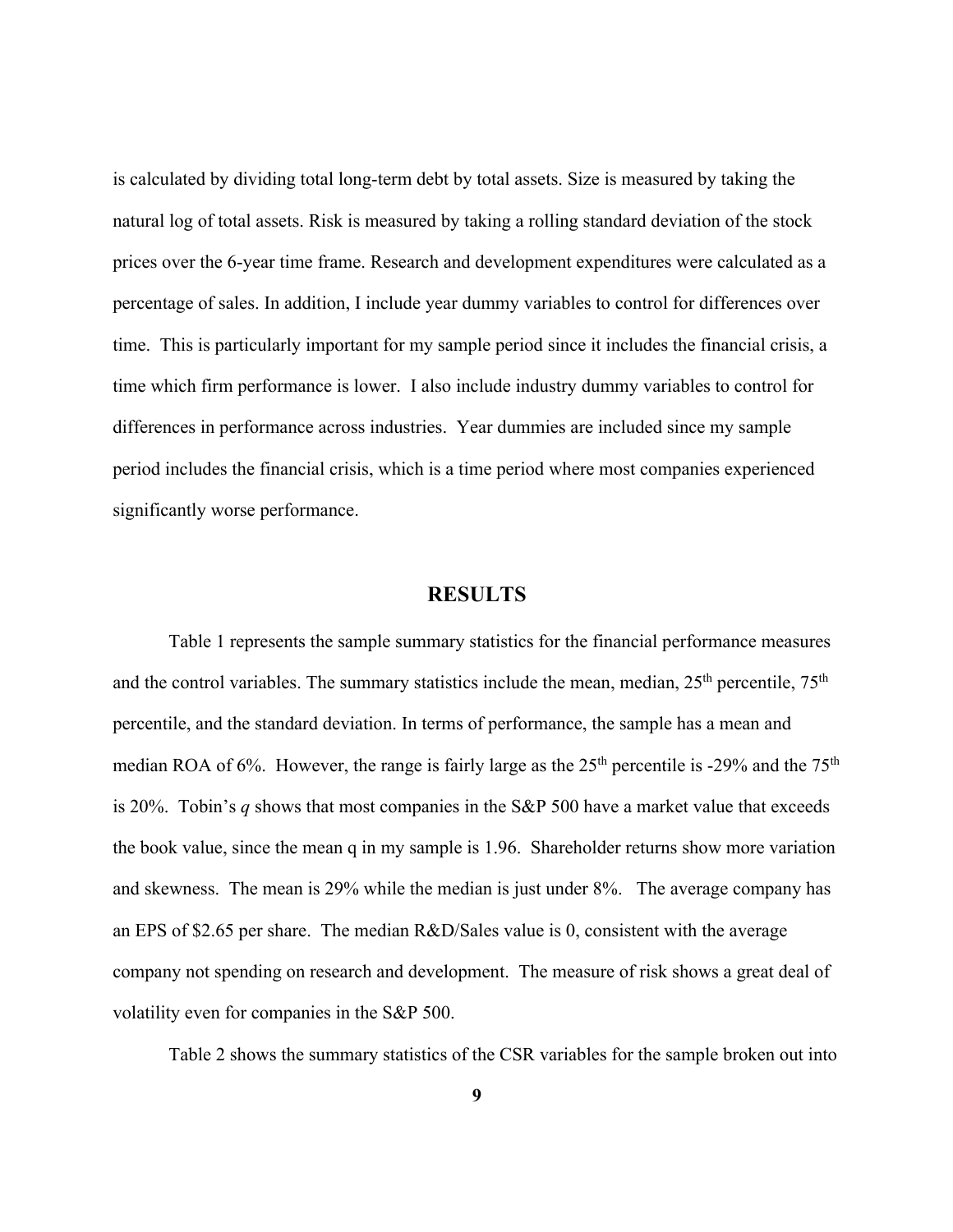is calculated by dividing total long-term debt by total assets. Size is measured by taking the natural log of total assets. Risk is measured by taking a rolling standard deviation of the stock prices over the 6-year time frame. Research and development expenditures were calculated as a percentage of sales. In addition, I include year dummy variables to control for differences over time. This is particularly important for my sample period since it includes the financial crisis, a time which firm performance is lower. I also include industry dummy variables to control for differences in performance across industries. Year dummies are included since my sample period includes the financial crisis, which is a time period where most companies experienced significantly worse performance.

## RESULTS

Table 1 represents the sample summary statistics for the financial performance measures and the control variables. The summary statistics include the mean, median, 25th percentile, 75th percentile, and the standard deviation. In terms of performance, the sample has a mean and median ROA of 6%. However, the range is fairly large as the 25th percentile is -29% and the 75th is 20%. Tobin's *q* shows that most companies in the S&P 500 have a market value that exceeds the book value, since the mean q in my sample is 1.96. Shareholder returns show more variation and skewness. The mean is 29% while the median is just under 8%. The average company has an EPS of $2.65 per share. The median R&D/Sales value is 0, consistent with the average company not spending on research and development. The measure of risk shows a great deal of volatility even for companies in the S&P 500.

Table 2 shows the summary statistics of the CSR variables for the sample broken out into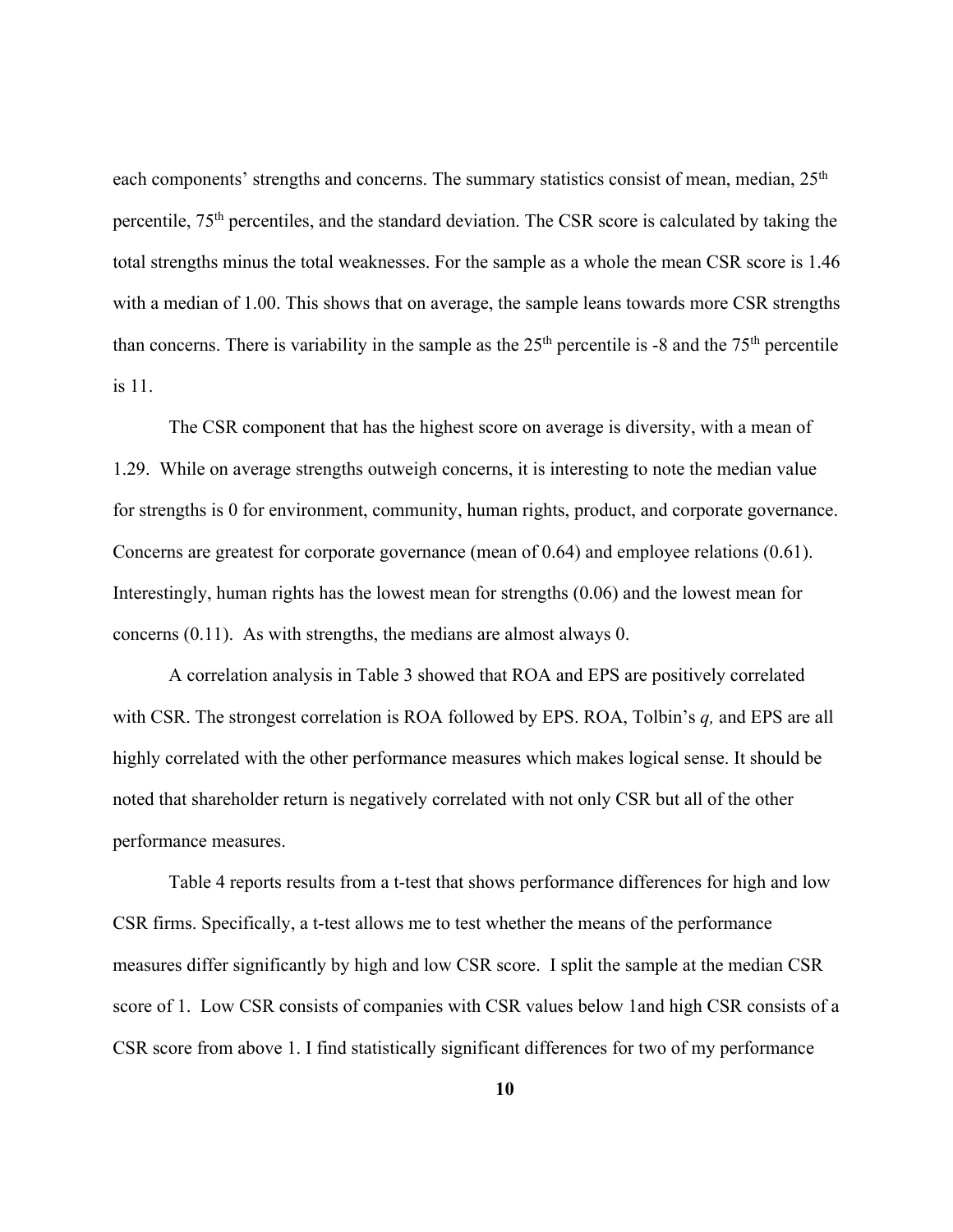each components' strengths and concerns. The summary statistics consist of mean, median, 25th percentile, 75th percentiles, and the standard deviation. The CSR score is calculated by taking the total strengths minus the total weaknesses. For the sample as a whole the mean CSR score is 1.46 with a median of 1.00. This shows that on average, the sample leans towards more CSR strengths than concerns. There is variability in the sample as the 25th percentile is -8 and the 75th percentile is 11.

The CSR component that has the highest score on average is diversity, with a mean of 1.29. While on average strengths outweigh concerns, it is interesting to note the median value for strengths is 0 for environment, community, human rights, product, and corporate governance. Concerns are greatest for corporate governance (mean of 0.64) and employee relations (0.61). Interestingly, human rights has the lowest mean for strengths (0.06) and the lowest mean for concerns (0.11). As with strengths, the medians are almost always 0.

A correlation analysis in Table 3 showed that ROA and EPS are positively correlated with CSR. The strongest correlation is ROA followed by EPS. ROA, Tolbin's *q,* and EPS are all highly correlated with the other performance measures which makes logical sense. It should be noted that shareholder return is negatively correlated with not only CSR but all of the other performance measures.

Table 4 reports results from a t-test that shows performance differences for high and low CSR firms. Specifically, a t-test allows me to test whether the means of the performance measures differ significantly by high and low CSR score. I split the sample at the median CSR score of 1. Low CSR consists of companies with CSR values below 1and high CSR consists of a CSR score from above 1. I find statistically significant differences for two of my performance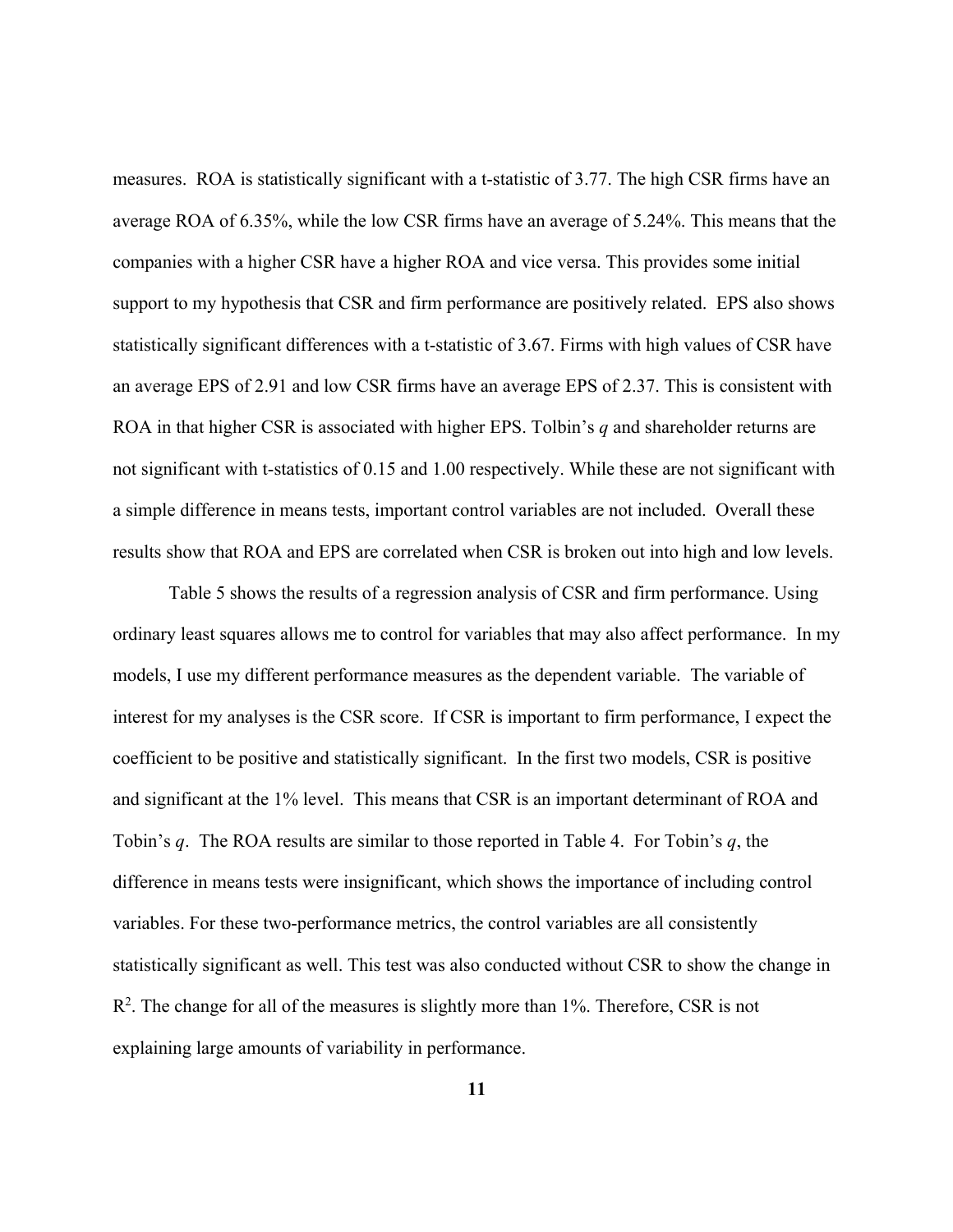measures. ROA is statistically significant with a t-statistic of 3.77. The high CSR firms have an average ROA of 6.35%, while the low CSR firms have an average of 5.24%. This means that the companies with a higher CSR have a higher ROA and vice versa. This provides some initial support to my hypothesis that CSR and firm performance are positively related. EPS also shows statistically significant differences with a t-statistic of 3.67. Firms with high values of CSR have an average EPS of 2.91 and low CSR firms have an average EPS of 2.37. This is consistent with ROA in that higher CSR is associated with higher EPS. Tolbin's *q* and shareholder returns are not significant with t-statistics of 0.15 and 1.00 respectively. While these are not significant with a simple difference in means tests, important control variables are not included. Overall these results show that ROA and EPS are correlated when CSR is broken out into high and low levels.

Table 5 shows the results of a regression analysis of CSR and firm performance. Using ordinary least squares allows me to control for variables that may also affect performance. In my models, I use my different performance measures as the dependent variable. The variable of interest for my analyses is the CSR score. If CSR is important to firm performance, I expect the coefficient to be positive and statistically significant. In the first two models, CSR is positive and significant at the 1% level. This means that CSR is an important determinant of ROA and Tobin's *q*. The ROA results are similar to those reported in Table 4. For Tobin's *q*, the difference in means tests were insignificant, which shows the importance of including control variables. For these two-performance metrics, the control variables are all consistently statistically significant as well. This test was also conducted without CSR to show the change in $R^2$. The change for all of the measures is slightly more than 1%. Therefore, CSR is not explaining large amounts of variability in performance.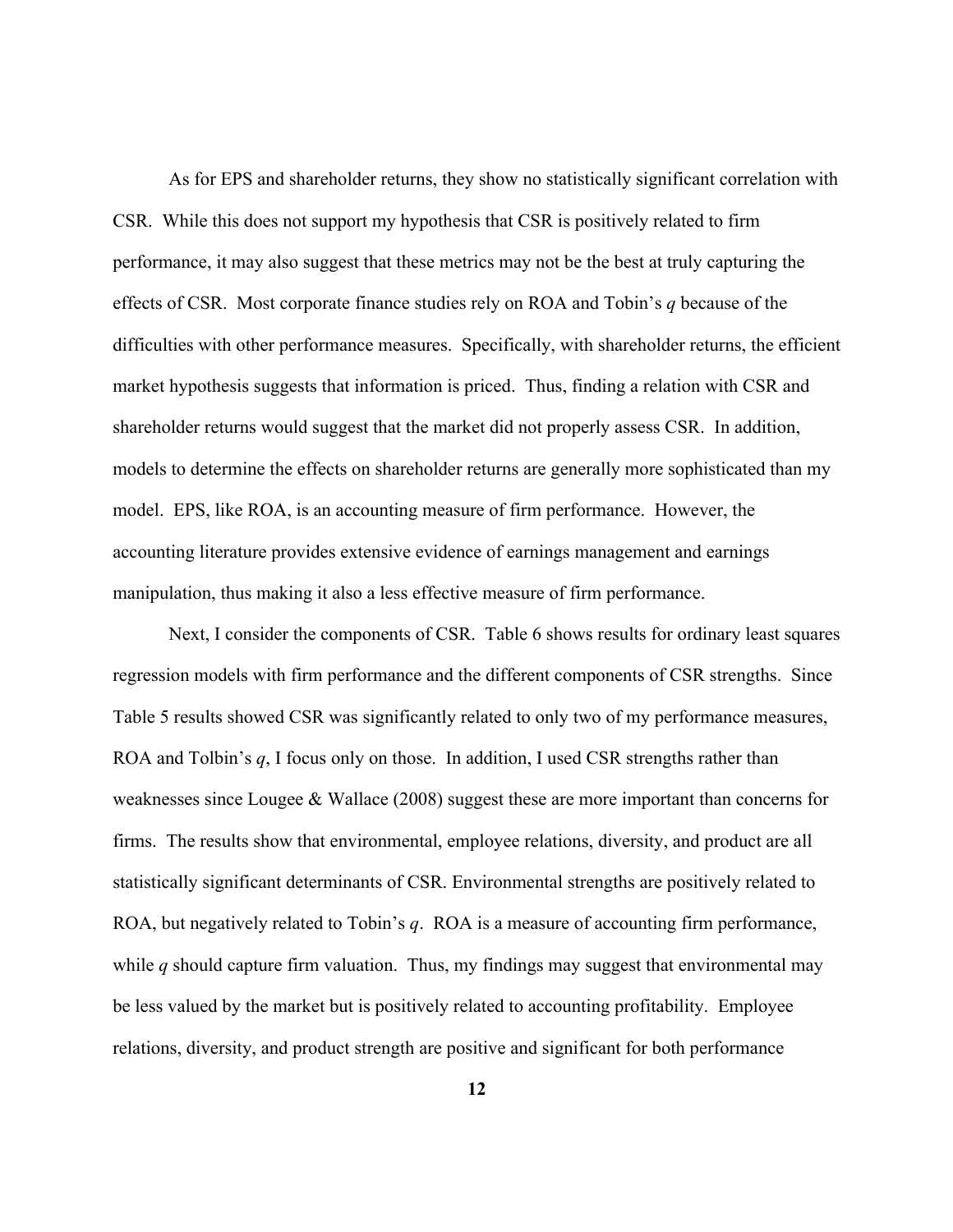As for EPS and shareholder returns, they show no statistically significant correlation with CSR. While this does not support my hypothesis that CSR is positively related to firm performance, it may also suggest that these metrics may not be the best at truly capturing the effects of CSR. Most corporate finance studies rely on ROA and Tobin's *q* because of the difficulties with other performance measures. Specifically, with shareholder returns, the efficient market hypothesis suggests that information is priced. Thus, finding a relation with CSR and shareholder returns would suggest that the market did not properly assess CSR. In addition, models to determine the effects on shareholder returns are generally more sophisticated than my model. EPS, like ROA, is an accounting measure of firm performance. However, the accounting literature provides extensive evidence of earnings management and earnings manipulation, thus making it also a less effective measure of firm performance.

Next, I consider the components of CSR. Table 6 shows results for ordinary least squares regression models with firm performance and the different components of CSR strengths. Since Table 5 results showed CSR was significantly related to only two of my performance measures, ROA and Tolbin's *q*, I focus only on those. In addition, I used CSR strengths rather than weaknesses since Lougee & Wallace (2008) suggest these are more important than concerns for firms. The results show that environmental, employee relations, diversity, and product are all statistically significant determinants of CSR. Environmental strengths are positively related to ROA, but negatively related to Tobin's *q*. ROA is a measure of accounting firm performance, while *q* should capture firm valuation. Thus, my findings may suggest that environmental may be less valued by the market but is positively related to accounting profitability. Employee relations, diversity, and product strength are positive and significant for both performance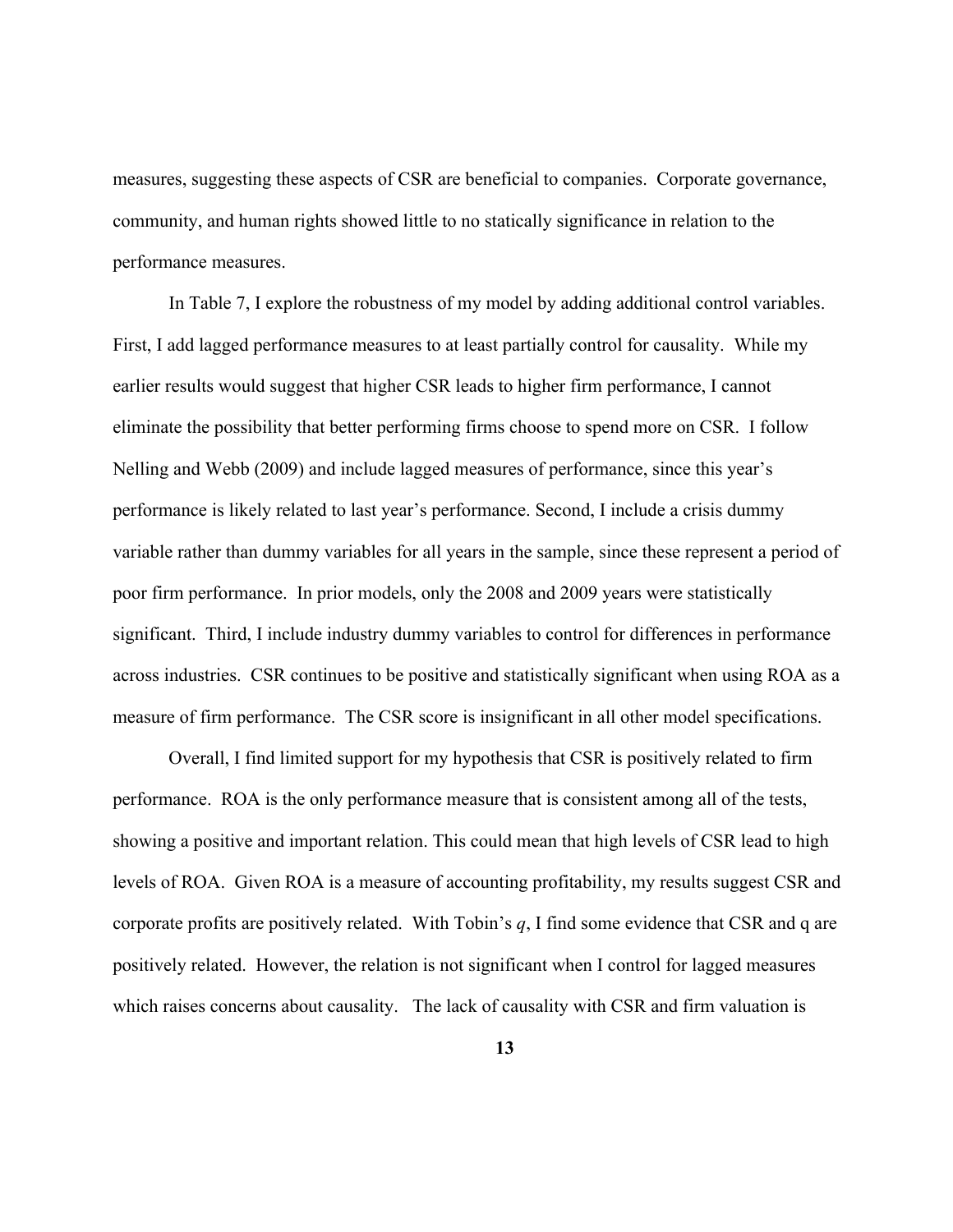measures, suggesting these aspects of CSR are beneficial to companies. Corporate governance, community, and human rights showed little to no statically significance in relation to the performance measures.

In Table 7, I explore the robustness of my model by adding additional control variables. First, I add lagged performance measures to at least partially control for causality. While my earlier results would suggest that higher CSR leads to higher firm performance, I cannot eliminate the possibility that better performing firms choose to spend more on CSR. I follow Nelling and Webb (2009) and include lagged measures of performance, since this year's performance is likely related to last year's performance. Second, I include a crisis dummy variable rather than dummy variables for all years in the sample, since these represent a period of poor firm performance. In prior models, only the 2008 and 2009 years were statistically significant. Third, I include industry dummy variables to control for differences in performance across industries. CSR continues to be positive and statistically significant when using ROA as a measure of firm performance. The CSR score is insignificant in all other model specifications.

Overall, I find limited support for my hypothesis that CSR is positively related to firm performance. ROA is the only performance measure that is consistent among all of the tests, showing a positive and important relation. This could mean that high levels of CSR lead to high levels of ROA. Given ROA is a measure of accounting profitability, my results suggest CSR and corporate profits are positively related. With Tobin's $q$, I find some evidence that CSR and q are positively related. However, the relation is not significant when I control for lagged measures which raises concerns about causality. The lack of causality with CSR and firm valuation is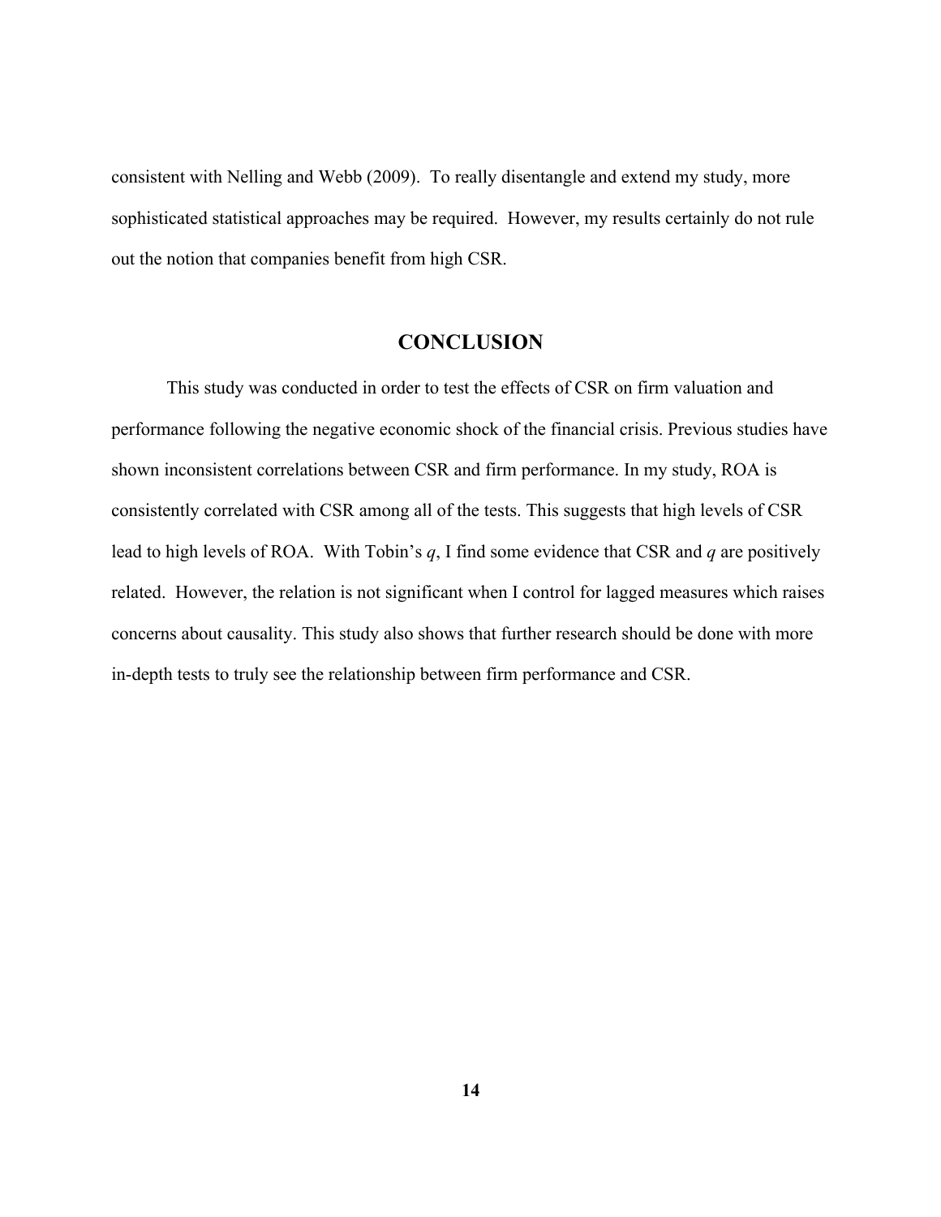consistent with Nelling and Webb (2009). To really disentangle and extend my study, more sophisticated statistical approaches may be required. However, my results certainly do not rule out the notion that companies benefit from high CSR.

## CONCLUSION

This study was conducted in order to test the effects of CSR on firm valuation and performance following the negative economic shock of the financial crisis. Previous studies have shown inconsistent correlations between CSR and firm performance. In my study, ROA is consistently correlated with CSR among all of the tests. This suggests that high levels of CSR lead to high levels of ROA. With Tobin's $q$, I find some evidence that CSR and $q$ are positively related. However, the relation is not significant when I control for lagged measures which raises concerns about causality. This study also shows that further research should be done with more in-depth tests to truly see the relationship between firm performance and CSR.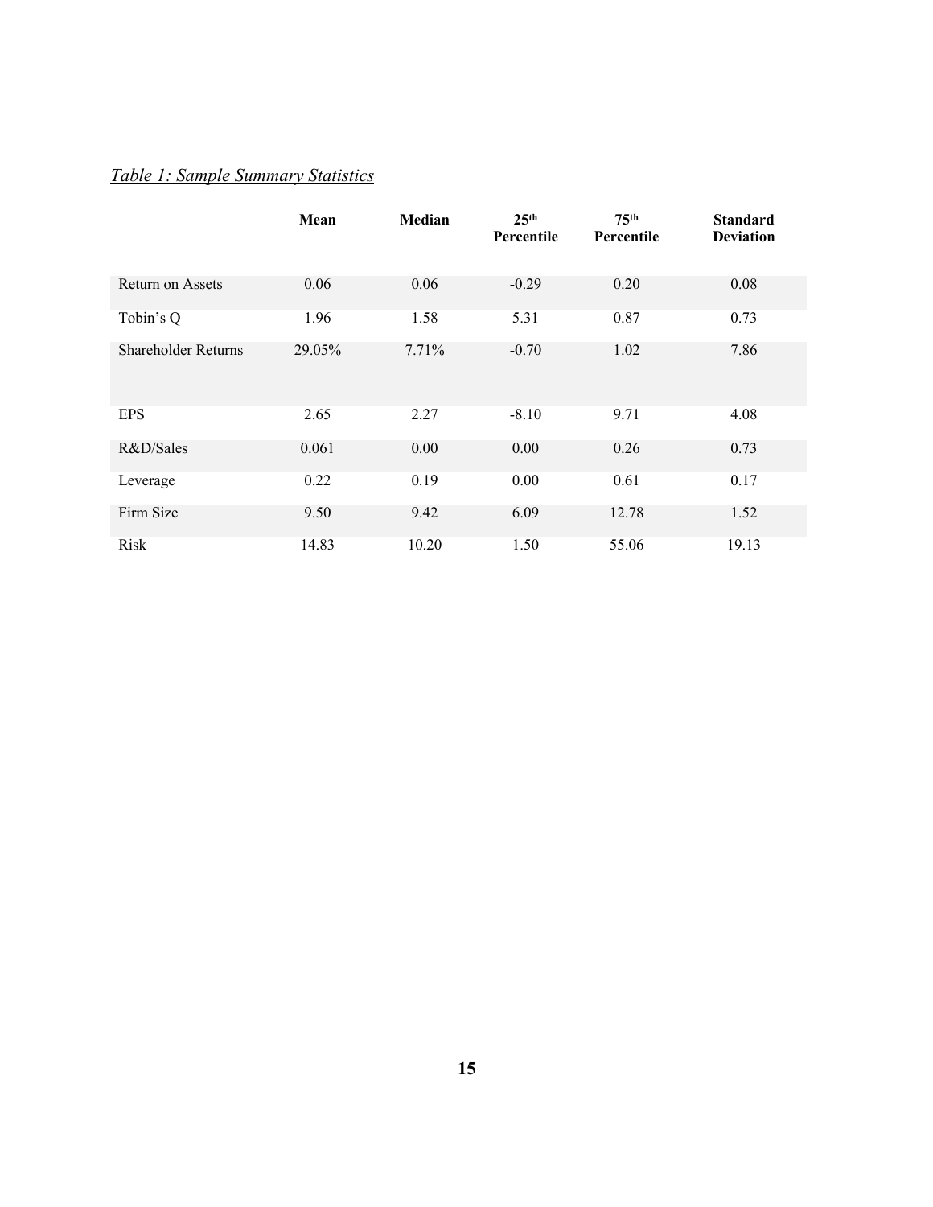*Table 1: Sample Summary Statistics*

| | Mean | Median | 25th Percentile | 75th Percentile | Standard Deviation |
|---|---|---|---|---|---|
| Return on Assets | 0.06 | 0.06 | -0.29 | 0.20 | 0.08 |
| Tobin's Q | 1.96 | 1.58 | 5.31 | 0.87 | 0.73 |
| Shareholder Returns | 29.05% | 7.71% | -0.70 | 1.02 | 7.86 |
| EPS | 2.65 | 2.27 | -8.10 | 9.71 | 4.08 |
| R&D/Sales | 0.061 | 0.00 | 0.00 | 0.26 | 0.73 |
| Leverage | 0.22 | 0.19 | 0.00 | 0.61 | 0.17 |
| Firm Size | 9.50 | 9.42 | 6.09 | 12.78 | 1.52 |
| Risk | 14.83 | 10.20 | 1.50 | 55.06 | 19.13 |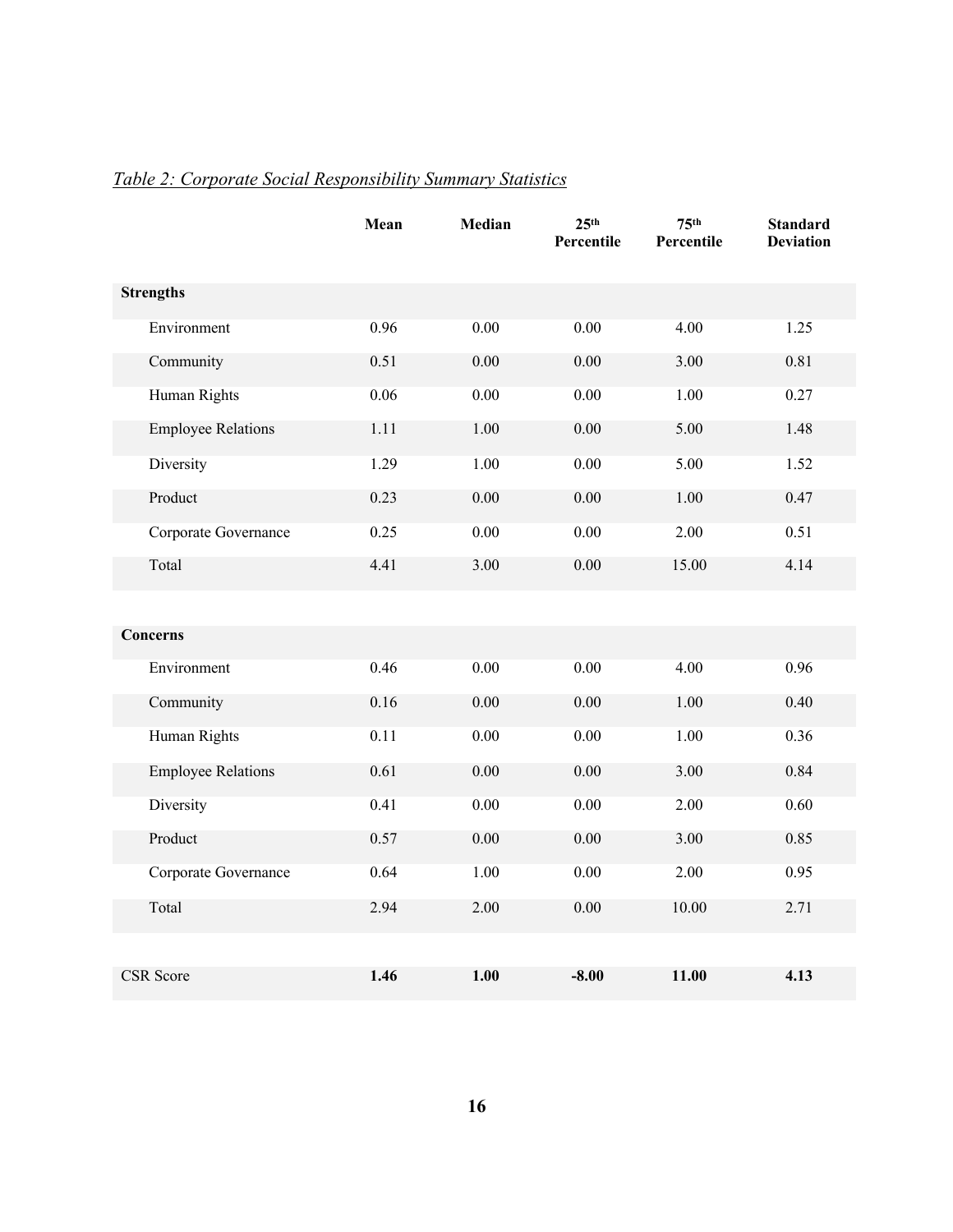*Table 2: Corporate Social Responsibility Summary Statistics*

| | Mean | Median | 25th Percentile | 75th Percentile | Standard Deviation |
|---|---|---|---|---|---|
| **Strengths** | | | | | |
| Environment | 0.96 | 0.00 | 0.00 | 4.00 | 1.25 |
| Community | 0.51 | 0.00 | 0.00 | 3.00 | 0.81 |
| Human Rights | 0.06 | 0.00 | 0.00 | 1.00 | 0.27 |
| Employee Relations | 1.11 | 1.00 | 0.00 | 5.00 | 1.48 |
| Diversity | 1.29 | 1.00 | 0.00 | 5.00 | 1.52 |
| Product | 0.23 | 0.00 | 0.00 | 1.00 | 0.47 |
| Corporate Governance | 0.25 | 0.00 | 0.00 | 2.00 | 0.51 |
| Total | 4.41 | 3.00 | 0.00 | 15.00 | 4.14 |
| | | | | | |
| **Concerns** | | | | | |
| Environment | 0.46 | 0.00 | 0.00 | 4.00 | 0.96 |
| Community | 0.16 | 0.00 | 0.00 | 1.00 | 0.40 |
| Human Rights | 0.11 | 0.00 | 0.00 | 1.00 | 0.36 |
| Employee Relations | 0.61 | 0.00 | 0.00 | 3.00 | 0.84 |
| Diversity | 0.41 | 0.00 | 0.00 | 2.00 | 0.60 |
| Product | 0.57 | 0.00 | 0.00 | 3.00 | 0.85 |
| Corporate Governance | 0.64 | 1.00 | 0.00 | 2.00 | 0.95 |
| Total | 2.94 | 2.00 | 0.00 | 10.00 | 2.71 |
| | | | | | |
| CSR Score | **1.46** | **1.00** | **-8.00** | **11.00** | **4.13** |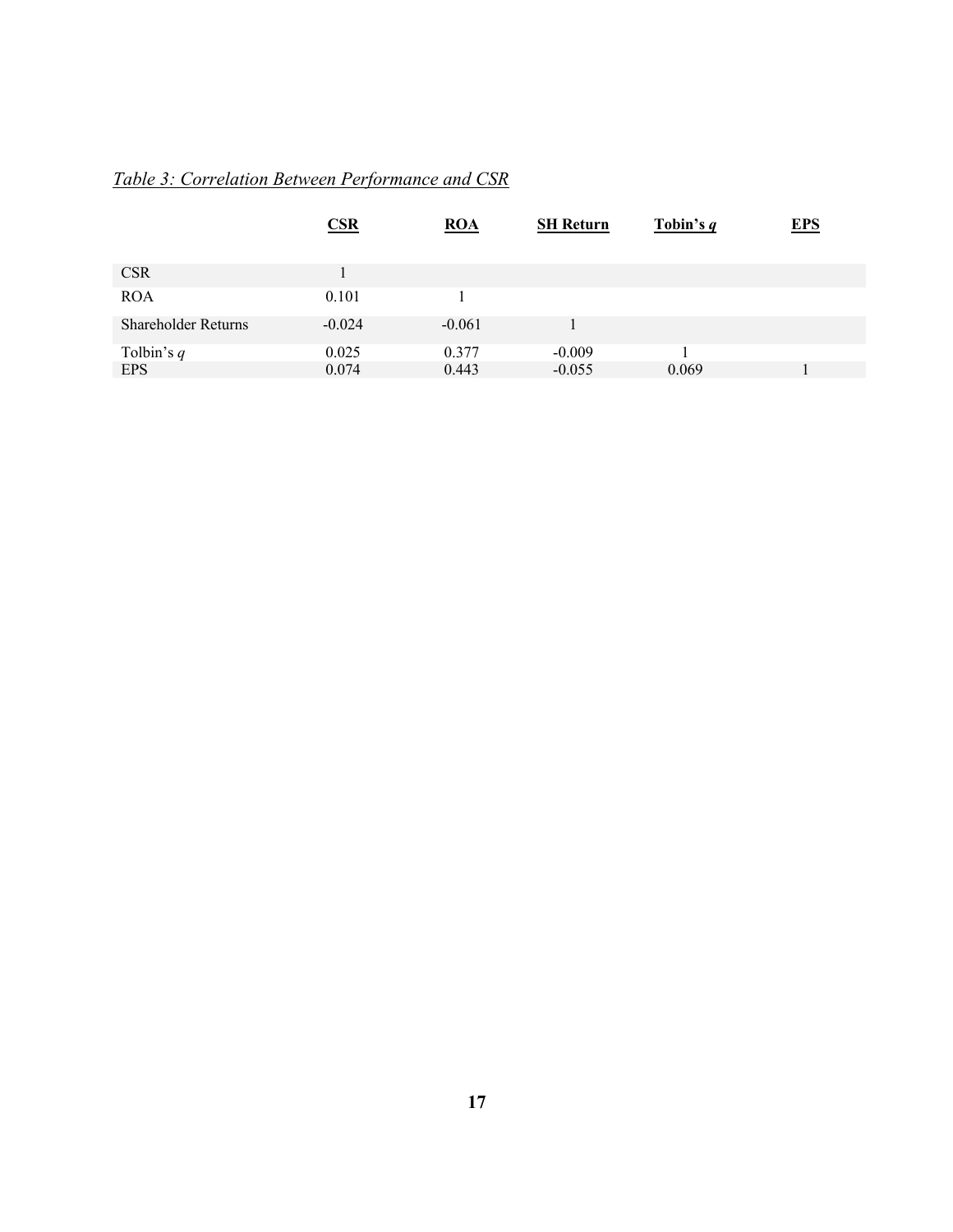*Table 3: Correlation Between Performance and CSR*

| | **CSR** | **ROA** | **SH Return** | **Tobin's *q*** | **EPS** |
|---|---|---|---|---|---|
| CSR | 1 | | | | |
| ROA | 0.101 | 1 | | | |
| Shareholder Returns | -0.024 | -0.061 | 1 | | |
| Tolbin's *q* | 0.025 | 0.377 | -0.009 | 1 | |
| EPS | 0.074 | 0.443 | -0.055 | 0.069 | 1 |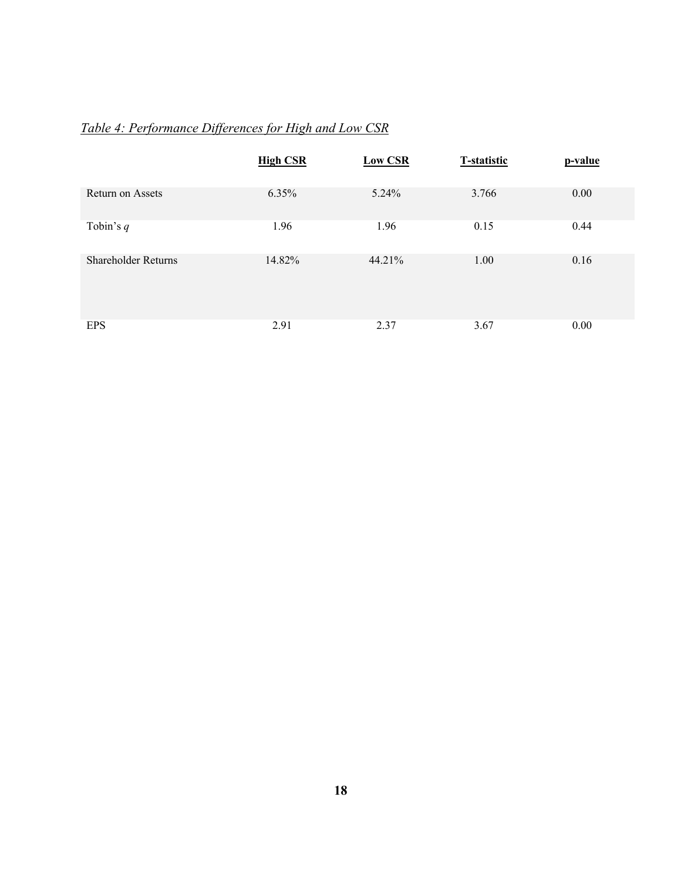*Table 4: Performance Differences for High and Low CSR*

| | **High CSR** | **Low CSR** | **T-statistic** | **p-value** |
|---|---|---|---|---|
| Return on Assets | 6.35% | 5.24% | 3.766 | 0.00 |
| Tobin's $q$ | 1.96 | 1.96 | 0.15 | 0.44 |
| Shareholder Returns | 14.82% | 44.21% | 1.00 | 0.16 |
| EPS | 2.91 | 2.37 | 3.67 | 0.00 |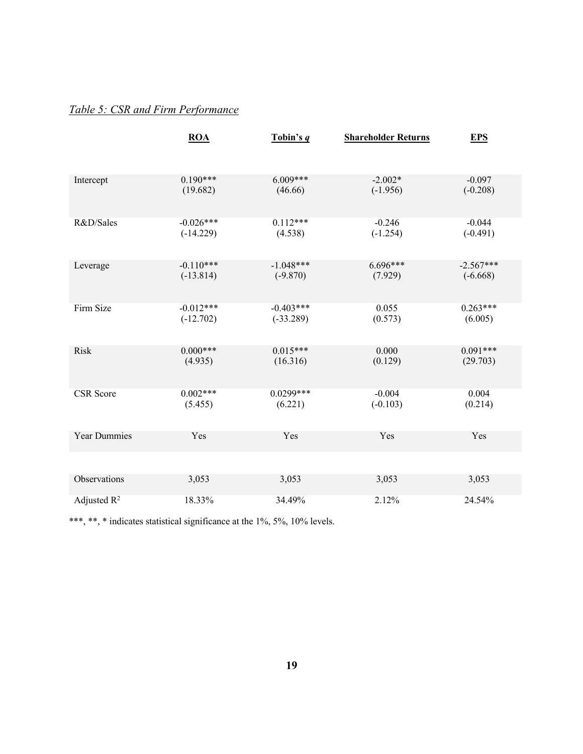*Table 5: CSR and Firm Performance*

| | **ROA** | **Tobin's *q*** | **Shareholder Returns** | **EPS** |
|---|---|---|---|---|
| Intercept | 0.190***<br>(19.682) | 6.009***<br>(46.66) | -2.002*<br>(-1.956) | -0.097<br>(-0.208) |
| R&D/Sales | -0.026***<br>(-14.229) | 0.112***<br>(4.538) | -0.246<br>(-1.254) | -0.044<br>(-0.491) |
| Leverage | -0.110***<br>(-13.814) | -1.048***<br>(-9.870) | 6.696***<br>(7.929) | -2.567***<br>(-6.668) |
| Firm Size | -0.012***<br>(-12.702) | -0.403***<br>(-33.289) | 0.055<br>(0.573) | 0.263***<br>(6.005) |
| Risk | 0.000***<br>(4.935) | 0.015***<br>(16.316) | 0.000<br>(0.129) | 0.091***<br>(29.703) |
| CSR Score | 0.002***<br>(5.455) | 0.0299***<br>(6.221) | -0.004<br>(-0.103) | 0.004<br>(0.214) |
| Year Dummies | Yes | Yes | Yes | Yes |
| Observations | 3,053 | 3,053 | 3,053 | 3,053 |
| Adjusted $R^2$ | 18.33% | 34.49% | 2.12% | 24.54% |

***, **, * indicates statistical significance at the 1%, 5%, 10% levels.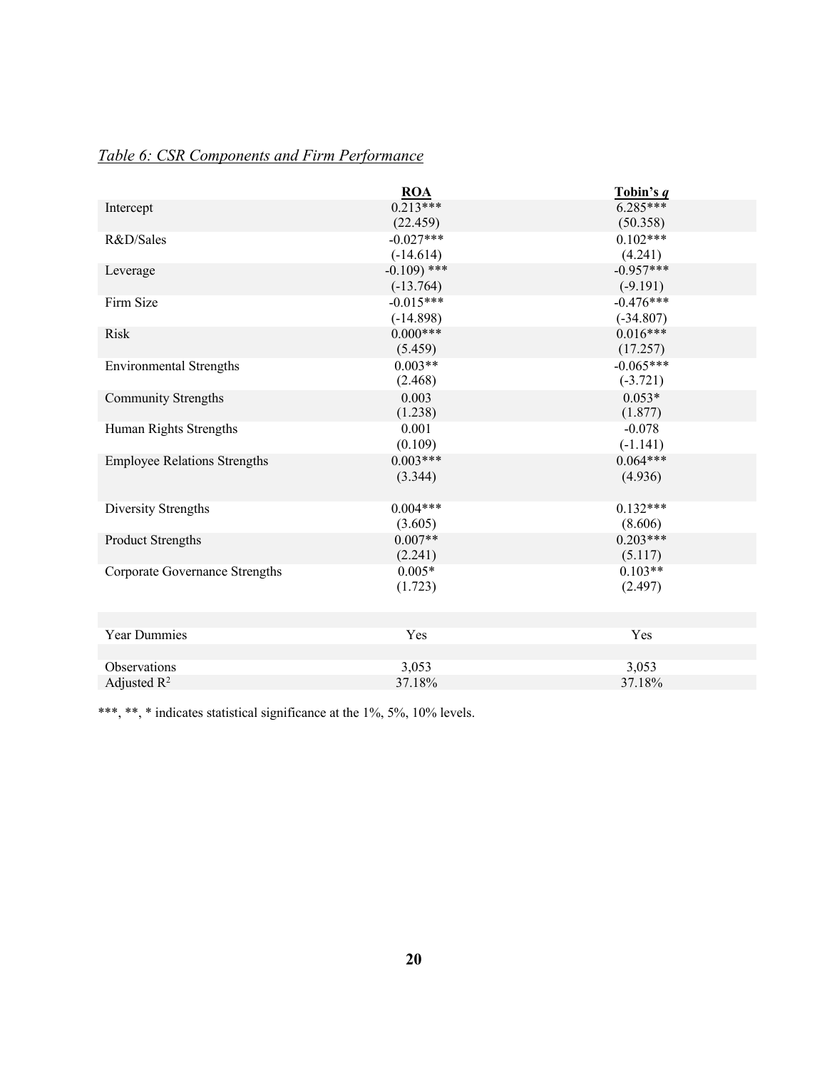*Table 6: CSR Components and Firm Performance*

| | **ROA** | **Tobin's *q*** |
|---|---|---|
| Intercept | 0.213*** | 6.285*** |
| | (22.459) | (50.358) |
| R&D/Sales | -0.027*** | 0.102*** |
| | (-14.614) | (4.241) |
| Leverage | -0.109) *** | -0.957*** |
| | (-13.764) | (-9.191) |
| Firm Size | -0.015*** | -0.476*** |
| | (-14.898) | (-34.807) |
| Risk | 0.000*** | 0.016*** |
| | (5.459) | (17.257) |
| Environmental Strengths | 0.003** | -0.065*** |
| | (2.468) | (-3.721) |
| Community Strengths | 0.003 | 0.053* |
| | (1.238) | (1.877) |
| Human Rights Strengths | 0.001 | -0.078 |
| | (0.109) | (-1.141) |
| Employee Relations Strengths | 0.003*** | 0.064*** |
| | (3.344) | (4.936) |
| Diversity Strengths | 0.004*** | 0.132*** |
| | (3.605) | (8.606) |
| Product Strengths | 0.007** | 0.203*** |
| | (2.241) | (5.117) |
| Corporate Governance Strengths | 0.005* | 0.103** |
| | (1.723) | (2.497) |
| Year Dummies | Yes | Yes |
| Observations | 3,053 | 3,053 |
| Adjusted $R^2$ | 37.18% | 37.18% |

***, **, * indicates statistical significance at the 1%, 5%, 10% levels.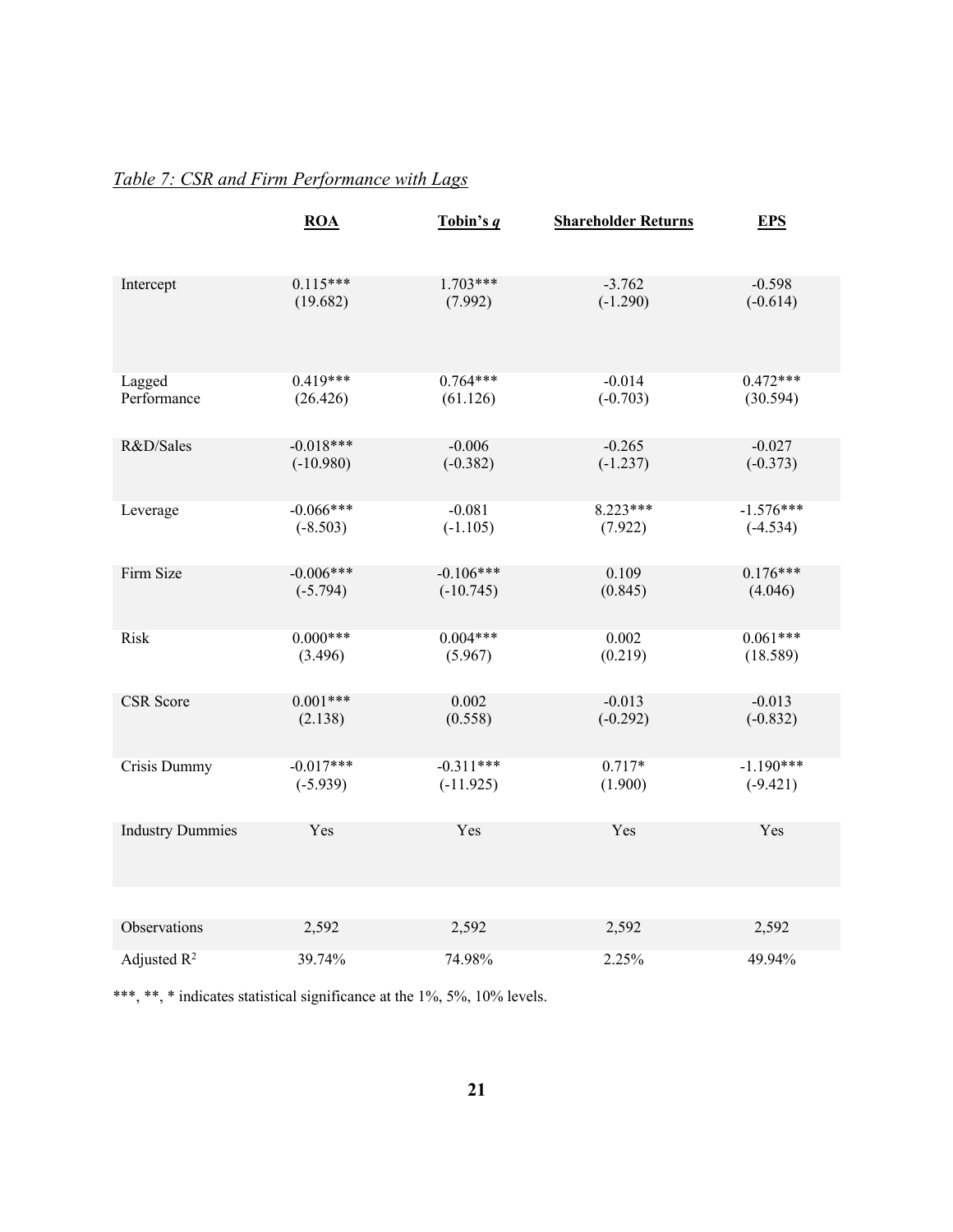*Table 7: CSR and Firm Performance with Lags*

| | **ROA** | **Tobin's *q*** | **Shareholder Returns** | **EPS** |
|---|---|---|---|---|
| Intercept | 0.115***<br>(19.682) | 1.703***<br>(7.992) | -3.762<br>(-1.290) | -0.598<br>(-0.614) |
| Lagged Performance | 0.419***<br>(26.426) | 0.764***<br>(61.126) | -0.014<br>(-0.703) | 0.472***<br>(30.594) |
| R&D/Sales | -0.018***<br>(-10.980) | -0.006<br>(-0.382) | -0.265<br>(-1.237) | -0.027<br>(-0.373) |
| Leverage | -0.066***<br>(-8.503) | -0.081<br>(-1.105) | 8.223***<br>(7.922) | -1.576***<br>(-4.534) |
| Firm Size | -0.006***<br>(-5.794) | -0.106***<br>(-10.745) | 0.109<br>(0.845) | 0.176***<br>(4.046) |
| Risk | 0.000***<br>(3.496) | 0.004***<br>(5.967) | 0.002<br>(0.219) | 0.061***<br>(18.589) |
| CSR Score | 0.001***<br>(2.138) | 0.002<br>(0.558) | -0.013<br>(-0.292) | -0.013<br>(-0.832) |
| Crisis Dummy | -0.017***<br>(-5.939) | -0.311***<br>(-11.925) | 0.717*<br>(1.900) | -1.190***<br>(-9.421) |
| Industry Dummies | Yes | Yes | Yes | Yes |
| Observations | 2,592 | 2,592 | 2,592 | 2,592 |
| Adjusted $R^2$ | 39.74% | 74.98% | 2.25% | 49.94% |

***, **, * indicates statistical significance at the 1%, 5%, 10% levels.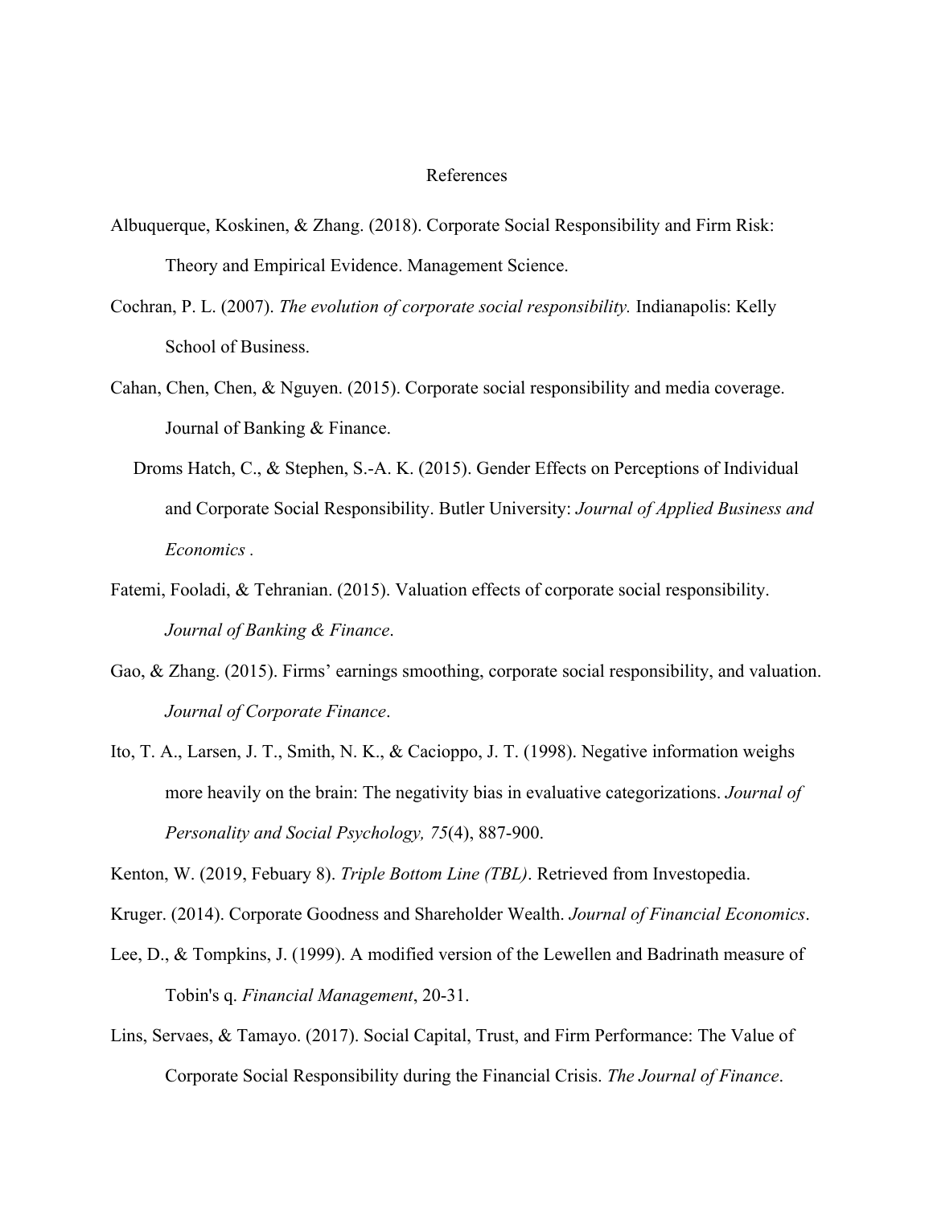# References

Albuquerque, Koskinen, & Zhang. (2018). Corporate Social Responsibility and Firm Risk: Theory and Empirical Evidence. Management Science.

Cochran, P. L. (2007). *The evolution of corporate social responsibility.* Indianapolis: Kelly School of Business.

Cahan, Chen, Chen, & Nguyen. (2015). Corporate social responsibility and media coverage. Journal of Banking & Finance.

Droms Hatch, C., & Stephen, S.-A. K. (2015). Gender Effects on Perceptions of Individual and Corporate Social Responsibility. Butler University: *Journal of Applied Business and Economics* .

Fatemi, Fooladi, & Tehranian. (2015). Valuation effects of corporate social responsibility. *Journal of Banking & Finance*.

Gao, & Zhang. (2015). Firms' earnings smoothing, corporate social responsibility, and valuation. *Journal of Corporate Finance*.

Ito, T. A., Larsen, J. T., Smith, N. K., & Cacioppo, J. T. (1998). Negative information weighs more heavily on the brain: The negativity bias in evaluative categorizations. *Journal of Personality and Social Psychology, 75*(4), 887-900.

Kenton, W. (2019, Febuary 8). *Triple Bottom Line (TBL)*. Retrieved from Investopedia.

Kruger. (2014). Corporate Goodness and Shareholder Wealth. *Journal of Financial Economics*.

Lee, D., & Tompkins, J. (1999). A modified version of the Lewellen and Badrinath measure of Tobin's q. *Financial Management*, 20-31.

Lins, Servaes, & Tamayo. (2017). Social Capital, Trust, and Firm Performance: The Value of Corporate Social Responsibility during the Financial Crisis. *The Journal of Finance*.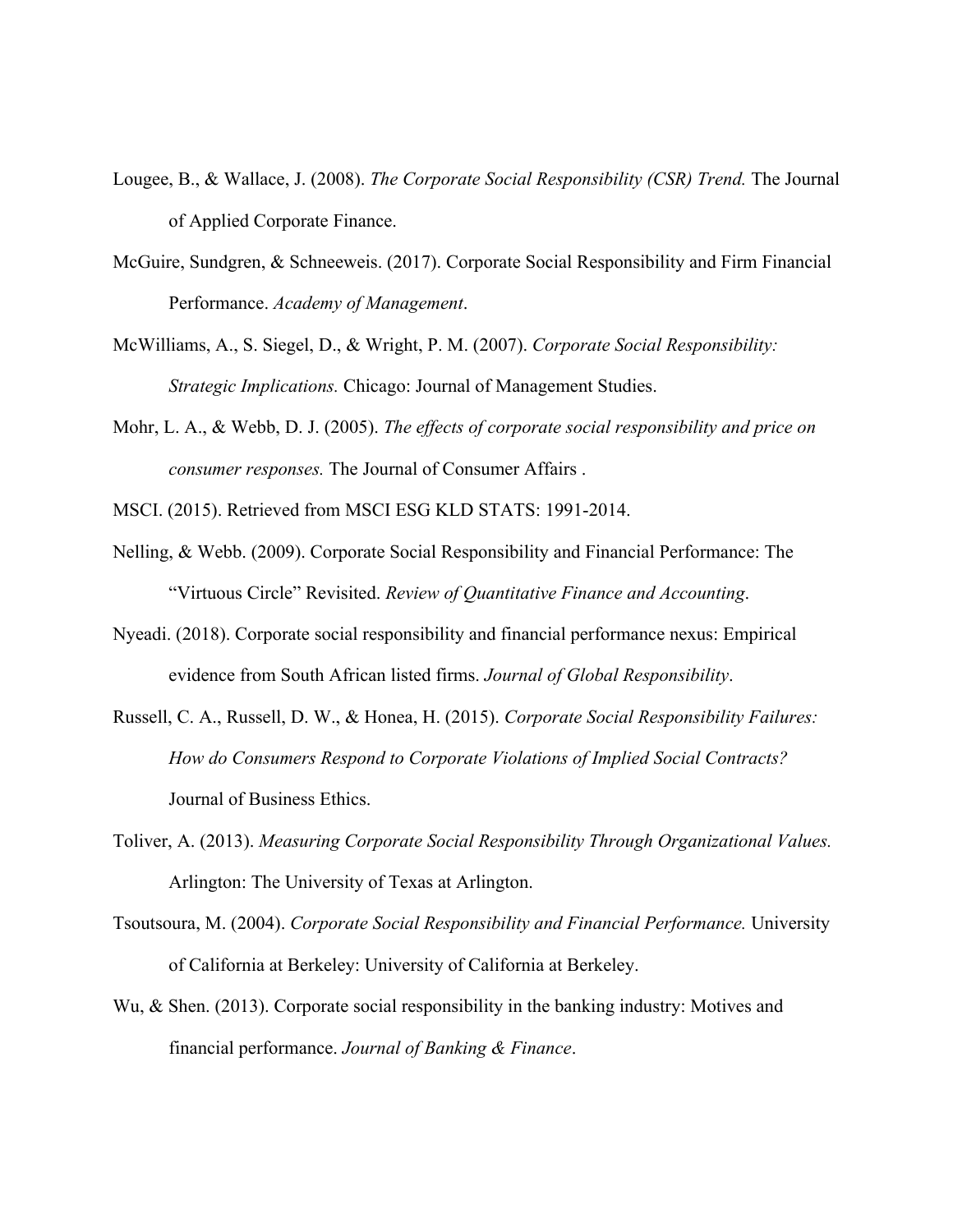Lougee, B., & Wallace, J. (2008). *The Corporate Social Responsibility (CSR) Trend.* The Journal of Applied Corporate Finance.

McGuire, Sundgren, & Schneeweis. (2017). Corporate Social Responsibility and Firm Financial Performance. *Academy of Management*.

McWilliams, A., S. Siegel, D., & Wright, P. M. (2007). *Corporate Social Responsibility: Strategic Implications.* Chicago: Journal of Management Studies.

Mohr, L. A., & Webb, D. J. (2005). *The effects of corporate social responsibility and price on consumer responses.* The Journal of Consumer Affairs .

MSCI. (2015). Retrieved from MSCI ESG KLD STATS: 1991-2014.

Nelling, & Webb. (2009). Corporate Social Responsibility and Financial Performance: The "Virtuous Circle" Revisited. *Review of Quantitative Finance and Accounting*.

Nyeadi. (2018). Corporate social responsibility and financial performance nexus: Empirical evidence from South African listed firms. *Journal of Global Responsibility*.

Russell, C. A., Russell, D. W., & Honea, H. (2015). *Corporate Social Responsibility Failures: How do Consumers Respond to Corporate Violations of Implied Social Contracts?* Journal of Business Ethics.

Toliver, A. (2013). *Measuring Corporate Social Responsibility Through Organizational Values.* Arlington: The University of Texas at Arlington.

Tsoutsoura, M. (2004). *Corporate Social Responsibility and Financial Performance.* University of California at Berkeley: University of California at Berkeley.

Wu, & Shen. (2013). Corporate social responsibility in the banking industry: Motives and financial performance. *Journal of Banking & Finance*.